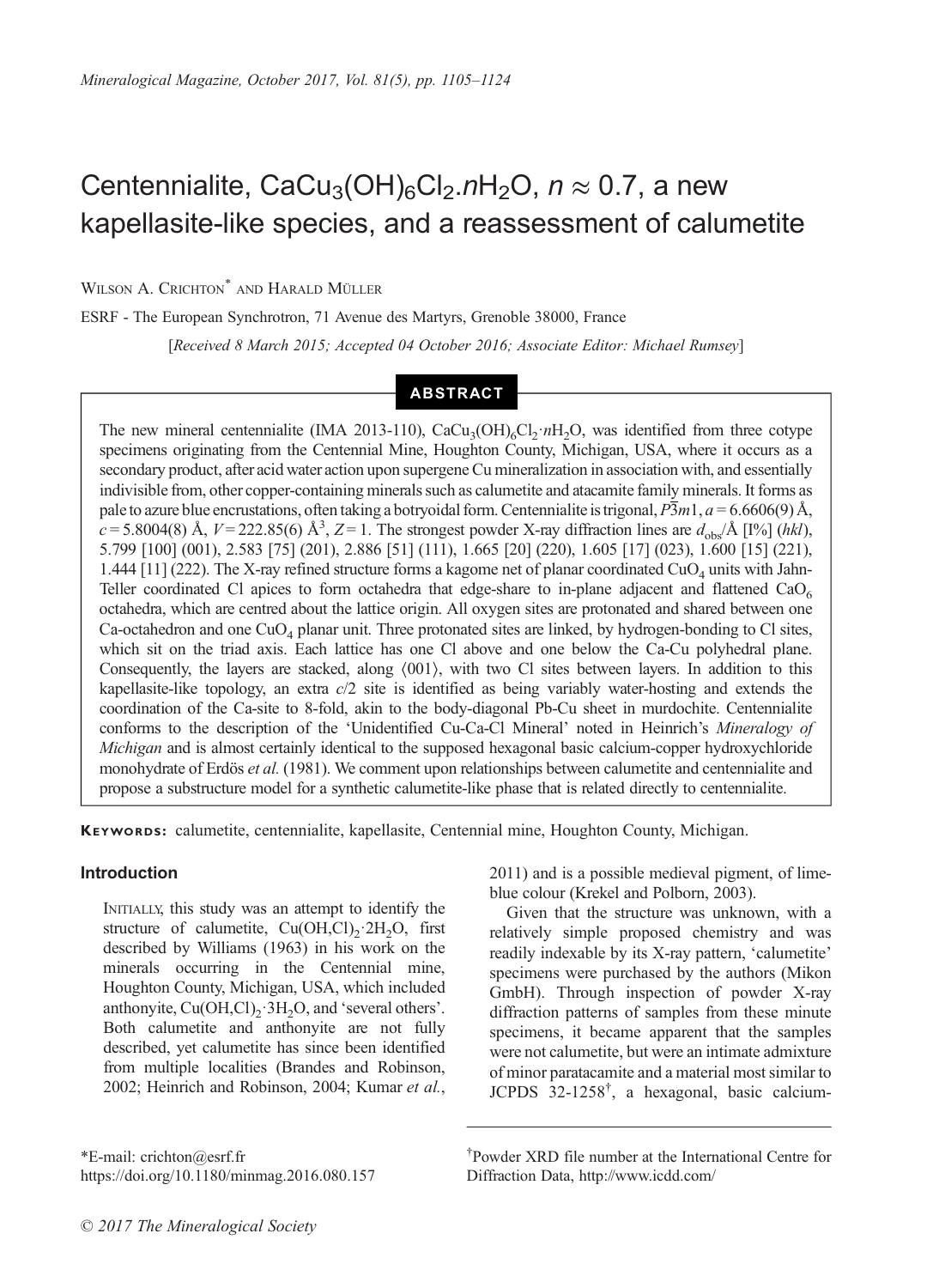# Centennialite, $CaCu_3(OH)_6Cl_2.nH_2O$, $n \approx 0.7$, a new kapellasite-like species, and a reassessment of calumetite

Wilson A. Crichton* and Harald Müller

ESRF - The European Synchrotron, 71 Avenue des Martyrs, Grenoble 38000, France

[*Received 8 March 2015; Accepted 04 October 2016; Associate Editor: Michael Rumsey*]

## ABSTRACT

The new mineral centennialite (IMA 2013-110), $CaCu_3(OH)_6Cl_2 \cdot nH_2O$, was identified from three cotype specimens originating from the Centennial Mine, Houghton County, Michigan, USA, where it occurs as a secondary product, after acid water action upon supergene Cu mineralization in association with, and essentially indivisible from, other copper-containing minerals such as calumetite and atacamite family minerals. It forms as pale to azure blue encrustations, often taking a botryoidal form. Centennialite is trigonal, $P\bar{3}m1$, $a = 6.6606(9)$ Å, $c = 5.8004(8)$ Å, $V = 222.85(6)$ Å$^3$, $Z = 1$. The strongest powder X-ray diffraction lines are $d_{obs}$/Å [I%] (*hkl*), 5.799 [100] (001), 2.583 [75] (201), 2.886 [51] (111), 1.665 [20] (220), 1.605 [17] (023), 1.600 [15] (221), 1.444 [11] (222). The X-ray refined structure forms a kagome net of planar coordinated $CuO_4$ units with Jahn-Teller coordinated Cl apices to form octahedra that edge-share to in-plane adjacent and flattened $CaO_6$ octahedra, which are centred about the lattice origin. All oxygen sites are protonated and shared between one Ca-octahedron and one $CuO_4$ planar unit. Three protonated sites are linked, by hydrogen-bonding to Cl sites, which sit on the triad axis. Each lattice has one Cl above and one below the Ca-Cu polyhedral plane. Consequently, the layers are stacked, along ⟨001⟩, with two Cl sites between layers. In addition to this kapellasite-like topology, an extra $c/2$ site is identified as being variably water-hosting and extends the coordination of the Ca-site to 8-fold, akin to the body-diagonal Pb-Cu sheet in murdochite. Centennialite conforms to the description of the 'Unidentified Cu-Ca-Cl Mineral' noted in Heinrich's *Mineralogy of Michigan* and is almost certainly identical to the supposed hexagonal basic calcium-copper hydroxychloride monohydrate of Erdös *et al.* (1981). We comment upon relationships between calumetite and centennialite and propose a substructure model for a synthetic calumetite-like phase that is related directly to centennialite.

**Keywords:** calumetite, centennialite, kapellasite, Centennial mine, Houghton County, Michigan.

## Introduction

Initially, this study was an attempt to identify the structure of calumetite, $Cu(OH,Cl)_2 \cdot 2H_2O$, first described by Williams (1963) in his work on the minerals occurring in the Centennial mine, Houghton County, Michigan, USA, which included anthonyite, $Cu(OH,Cl)_2 \cdot 3H_2O$, and 'several others'. Both calumetite and anthonyite are not fully described, yet calumetite has since been identified from multiple localities (Brandes and Robinson, 2002; Heinrich and Robinson, 2004; Kumar *et al.*, 2011) and is a possible medieval pigment, of lime-blue colour (Krekel and Polborn, 2003).

Given that the structure was unknown, with a relatively simple proposed chemistry and was readily indexable by its X-ray pattern, 'calumetite' specimens were purchased by the authors (Mikon GmbH). Through inspection of powder X-ray diffraction patterns of samples from these minute specimens, it became apparent that the samples were not calumetite, but were an intimate admixture of minor paratacamite and a material most similar to JCPDS 32-1258†, a hexagonal, basic calcium-

*E-mail: crichton@esrf.fr
https://doi.org/10.1180/minmag.2016.080.157

†Powder XRD file number at the International Centre for Diffraction Data, http://www.icdd.com/

© 2017 The Mineralogical Society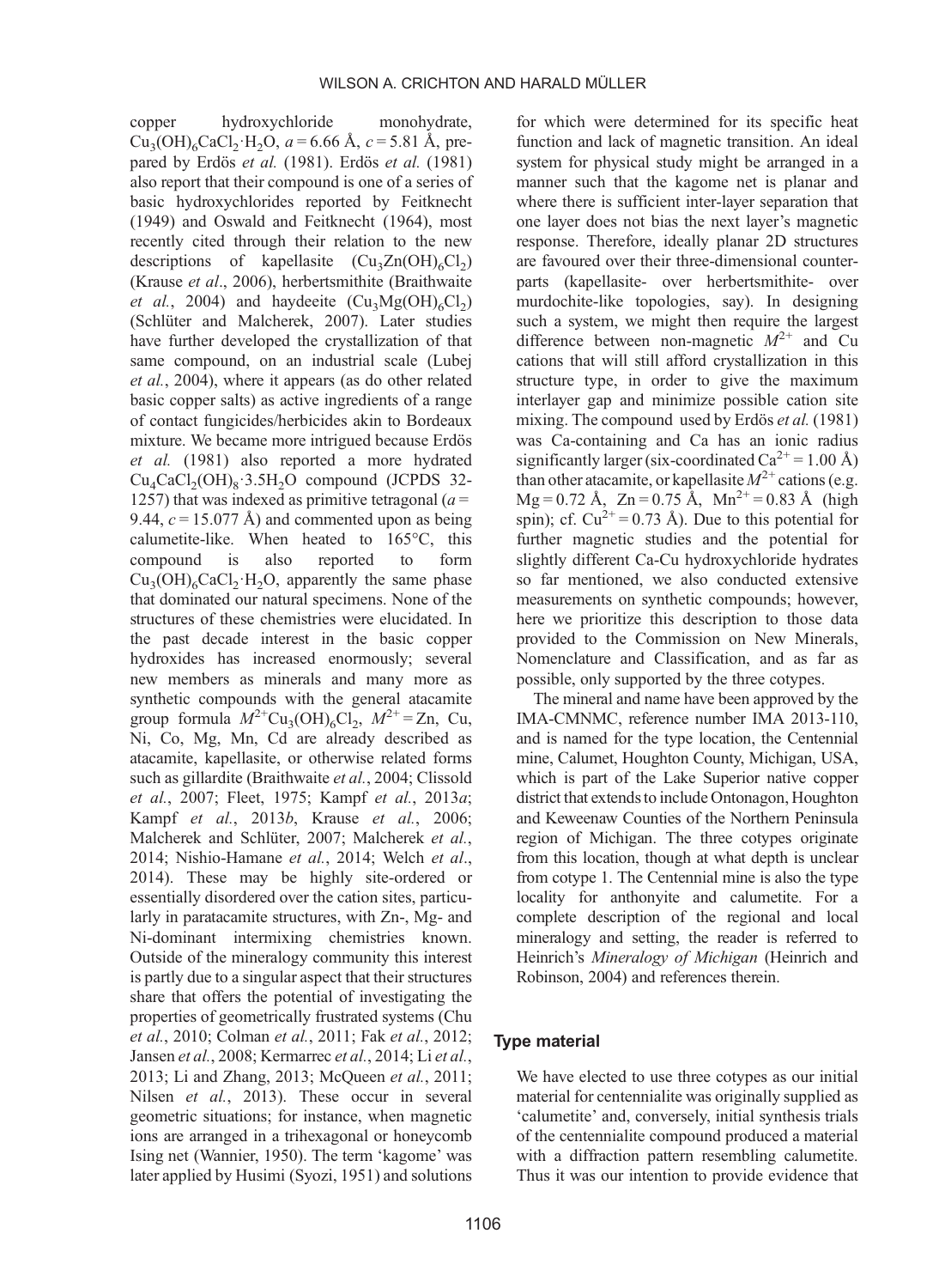copper hydroxychloride monohydrate, $Cu_3(OH)_6CaCl_2{\cdot}H_2O$, $a = 6.66$ Å, $c = 5.81$ Å, prepared by Erdös *et al.* (1981). Erdös *et al.* (1981) also report that their compound is one of a series of basic hydroxychlorides reported by Feitknecht (1949) and Oswald and Feitknecht (1964), most recently cited through their relation to the new descriptions of kapellasite ($Cu_3Zn(OH)_6Cl_2$) (Krause *et al*., 2006), herbertsmithite (Braithwaite *et al.*, 2004) and haydeeite ($Cu_3Mg(OH)_6Cl_2$) (Schlüter and Malcherek, 2007). Later studies have further developed the crystallization of that same compound, on an industrial scale (Lubej *et al.*, 2004), where it appears (as do other related basic copper salts) as active ingredients of a range of contact fungicides/herbicides akin to Bordeaux mixture. We became more intrigued because Erdös *et al.* (1981) also reported a more hydrated $Cu_4CaCl_2(OH)_8{\cdot}3.5H_2O$ compound (JCPDS 32-1257) that was indexed as primitive tetragonal ($a = 9.44$, $c = 15.077$ Å) and commented upon as being calumetite-like. When heated to 165°C, this compound is also reported to form $Cu_3(OH)_6CaCl_2{\cdot}H_2O$, apparently the same phase that dominated our natural specimens. None of the structures of these chemistries were elucidated. In the past decade interest in the basic copper hydroxides has increased enormously; several new members as minerals and many more as synthetic compounds with the general atacamite group formula $M^{2+}Cu_3(OH)_6Cl_2$, $M^{2+}$ = Zn, Cu, Ni, Co, Mg, Mn, Cd are already described as atacamite, kapellasite, or otherwise related forms such as gillardite (Braithwaite *et al.*, 2004; Clissold *et al.*, 2007; Fleet, 1975; Kampf *et al.*, 2013*a*; Kampf *et al.*, 2013*b*, Krause *et al.*, 2006; Malcherek and Schlüter, 2007; Malcherek *et al.*, 2014; Nishio-Hamane *et al.*, 2014; Welch *et al*., 2014). These may be highly site-ordered or essentially disordered over the cation sites, particularly in paratacamite structures, with Zn-, Mg- and Ni-dominant intermixing chemistries known. Outside of the mineralogy community this interest is partly due to a singular aspect that their structures share that offers the potential of investigating the properties of geometrically frustrated systems (Chu *et al.*, 2010; Colman *et al.*, 2011; Fak *et al.*, 2012; Jansen *et al.*, 2008; Kermarrec *et al.*, 2014; Li *et al.*, 2013; Li and Zhang, 2013; McQueen *et al.*, 2011; Nilsen *et al.*, 2013). These occur in several geometric situations; for instance, when magnetic ions are arranged in a trihexagonal or honeycomb Ising net (Wannier, 1950). The term 'kagome' was later applied by Husimi (Syozi, 1951) and solutions for which were determined for its specific heat function and lack of magnetic transition. An ideal system for physical study might be arranged in a manner such that the kagome net is planar and where there is sufficient inter-layer separation that one layer does not bias the next layer's magnetic response. Therefore, ideally planar 2D structures are favoured over their three-dimensional counterparts (kapellasite- over herbertsmithite- over murdochite-like topologies, say). In designing such a system, we might then require the largest difference between non-magnetic $M^{2+}$ and Cu cations that will still afford crystallization in this structure type, in order to give the maximum interlayer gap and minimize possible cation site mixing. The compound used by Erdös *et al.* (1981) was Ca-containing and Ca has an ionic radius significantly larger (six-coordinated $Ca^{2+}$ = 1.00 Å) than other atacamite, or kapellasite $M^{2+}$ cations (e.g. Mg = 0.72 Å, Zn = 0.75 Å, $Mn^{2+}$ = 0.83 Å (high spin); cf. $Cu^{2+}$ = 0.73 Å). Due to this potential for further magnetic studies and the potential for slightly different Ca-Cu hydroxychloride hydrates so far mentioned, we also conducted extensive measurements on synthetic compounds; however, here we prioritize this description to those data provided to the Commission on New Minerals, Nomenclature and Classification, and as far as possible, only supported by the three cotypes.

The mineral and name have been approved by the IMA-CMNMC, reference number IMA 2013-110, and is named for the type location, the Centennial mine, Calumet, Houghton County, Michigan, USA, which is part of the Lake Superior native copper district that extends to include Ontonagon, Houghton and Keweenaw Counties of the Northern Peninsula region of Michigan. The three cotypes originate from this location, though at what depth is unclear from cotype 1. The Centennial mine is also the type locality for anthonyite and calumetite. For a complete description of the regional and local mineralogy and setting, the reader is referred to Heinrich's *Mineralogy of Michigan* (Heinrich and Robinson, 2004) and references therein.

## Type material

We have elected to use three cotypes as our initial material for centennialite was originally supplied as 'calumetite' and, conversely, initial synthesis trials of the centennialite compound produced a material with a diffraction pattern resembling calumetite. Thus it was our intention to provide evidence that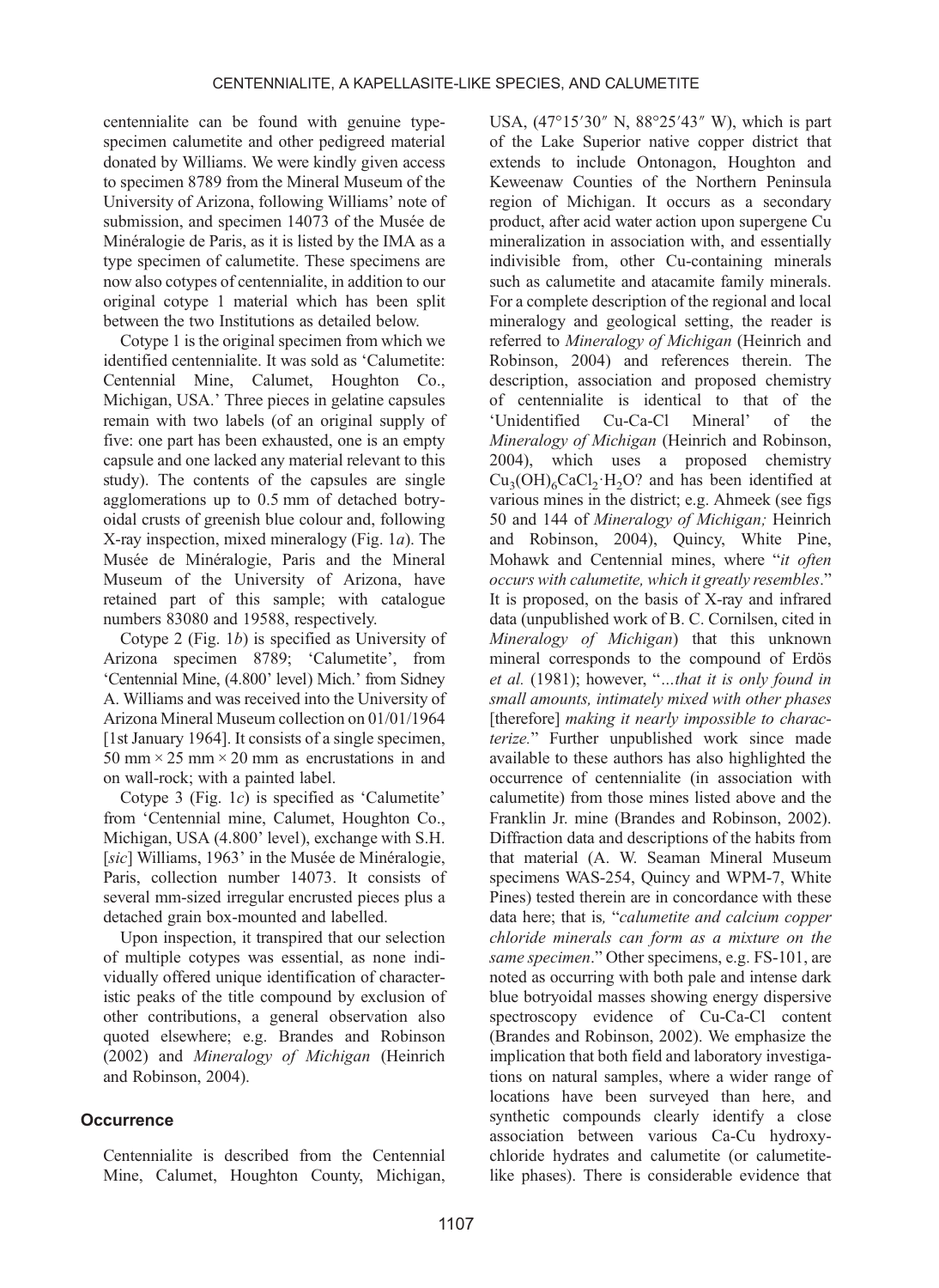centennialite can be found with genuine type-specimen calumetite and other pedigreed material donated by Williams. We were kindly given access to specimen 8789 from the Mineral Museum of the University of Arizona, following Williams' note of submission, and specimen 14073 of the Musée de Minéralogie de Paris, as it is listed by the IMA as a type specimen of calumetite. These specimens are now also cotypes of centennialite, in addition to our original cotype 1 material which has been split between the two Institutions as detailed below.

Cotype 1 is the original specimen from which we identified centennialite. It was sold as 'Calumetite: Centennial Mine, Calumet, Houghton Co., Michigan, USA.' Three pieces in gelatine capsules remain with two labels (of an original supply of five: one part has been exhausted, one is an empty capsule and one lacked any material relevant to this study). The contents of the capsules are single agglomerations up to 0.5 mm of detached botryoidal crusts of greenish blue colour and, following X-ray inspection, mixed mineralogy (Fig. 1*a*). The Musée de Minéralogie, Paris and the Mineral Museum of the University of Arizona, have retained part of this sample; with catalogue numbers 83080 and 19588, respectively.

Cotype 2 (Fig. 1*b*) is specified as University of Arizona specimen 8789; 'Calumetite', from 'Centennial Mine, (4.800' level) Mich.' from Sidney A. Williams and was received into the University of Arizona Mineral Museum collection on 01/01/1964 [1st January 1964]. It consists of a single specimen, 50 mm × 25 mm × 20 mm as encrustations in and on wall-rock; with a painted label.

Cotype 3 (Fig. 1*c*) is specified as 'Calumetite' from 'Centennial mine, Calumet, Houghton Co., Michigan, USA (4.800' level), exchange with S.H. [*sic*] Williams, 1963' in the Musée de Minéralogie, Paris, collection number 14073. It consists of several mm-sized irregular encrusted pieces plus a detached grain box-mounted and labelled.

Upon inspection, it transpired that our selection of multiple cotypes was essential, as none individually offered unique identification of characteristic peaks of the title compound by exclusion of other contributions, a general observation also quoted elsewhere; e.g. Brandes and Robinson (2002) and *Mineralogy of Michigan* (Heinrich and Robinson, 2004).

## Occurrence

Centennialite is described from the Centennial Mine, Calumet, Houghton County, Michigan, USA, (47°15′30″ N, 88°25′43″ W), which is part of the Lake Superior native copper district that extends to include Ontonagon, Houghton and Keweenaw Counties of the Northern Peninsula region of Michigan. It occurs as a secondary product, after acid water action upon supergene Cu mineralization in association with, and essentially indivisible from, other Cu-containing minerals such as calumetite and atacamite family minerals. For a complete description of the regional and local mineralogy and geological setting, the reader is referred to *Mineralogy of Michigan* (Heinrich and Robinson, 2004) and references therein. The description, association and proposed chemistry of centennialite is identical to that of the 'Unidentified Cu-Ca-Cl Mineral' of the *Mineralogy of Michigan* (Heinrich and Robinson, 2004), which uses a proposed chemistry $Cu_3(OH)_6CaCl_2{\cdot}H_2O$? and has been identified at various mines in the district; e.g. Ahmeek (see figs 50 and 144 of *Mineralogy of Michigan;* Heinrich and Robinson, 2004), Quincy, White Pine, Mohawk and Centennial mines, where "*it often occurs with calumetite, which it greatly resembles*." It is proposed, on the basis of X-ray and infrared data (unpublished work of B. C. Cornilsen, cited in *Mineralogy of Michigan*) that this unknown mineral corresponds to the compound of Erdös *et al.* (1981); however, "*…that it is only found in small amounts, intimately mixed with other phases* [therefore] *making it nearly impossible to characterize.*" Further unpublished work since made available to these authors has also highlighted the occurrence of centennialite (in association with calumetite) from those mines listed above and the Franklin Jr. mine (Brandes and Robinson, 2002). Diffraction data and descriptions of the habits from that material (A. W. Seaman Mineral Museum specimens WAS-254, Quincy and WPM-7, White Pines) tested therein are in concordance with these data here; that is*,* "*calumetite and calcium copper chloride minerals can form as a mixture on the same specimen*." Other specimens, e.g. FS-101, are noted as occurring with both pale and intense dark blue botryoidal masses showing energy dispersive spectroscopy evidence of Cu-Ca-Cl content (Brandes and Robinson, 2002). We emphasize the implication that both field and laboratory investigations on natural samples, where a wider range of locations have been surveyed than here, and synthetic compounds clearly identify a close association between various Ca-Cu hydroxychloride hydrates and calumetite (or calumetite-like phases). There is considerable evidence that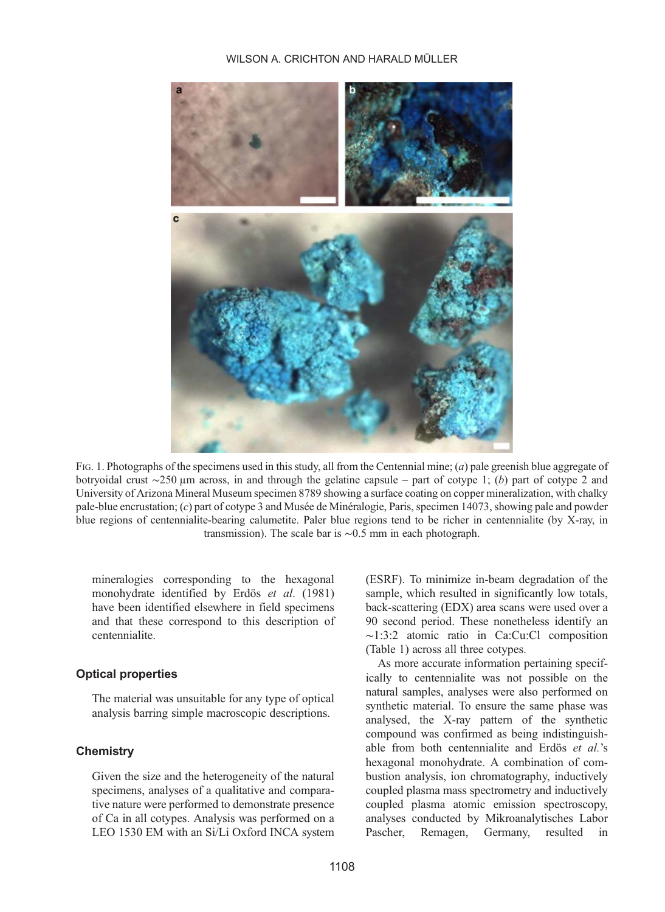FIG. 1. Photographs of the specimens used in this study, all from the Centennial mine; (*a*) pale greenish blue aggregate of botryoidal crust ~250 μm across, in and through the gelatine capsule – part of cotype 1; (*b*) part of cotype 2 and University of Arizona Mineral Museum specimen 8789 showing a surface coating on copper mineralization, with chalky pale-blue encrustation; (*c*) part of cotype 3 and Musée de Minéralogie, Paris, specimen 14073, showing pale and powder blue regions of centennialite-bearing calumetite. Paler blue regions tend to be richer in centennialite (by X-ray, in transmission). The scale bar is ~0.5 mm in each photograph.

mineralogies corresponding to the hexagonal monohydrate identified by Erdös *et al*. (1981) have been identified elsewhere in field specimens and that these correspond to this description of centennialite.

## Optical properties

The material was unsuitable for any type of optical analysis barring simple macroscopic descriptions.

## Chemistry

Given the size and the heterogeneity of the natural specimens, analyses of a qualitative and comparative nature were performed to demonstrate presence of Ca in all cotypes. Analysis was performed on a LEO 1530 EM with an Si/Li Oxford INCA system (ESRF). To minimize in-beam degradation of the sample, which resulted in significantly low totals, back-scattering (EDX) area scans were used over a 90 second period. These nonetheless identify an ~1:3:2 atomic ratio in Ca:Cu:Cl composition (Table 1) across all three cotypes.

As more accurate information pertaining specifically to centennialite was not possible on the natural samples, analyses were also performed on synthetic material. To ensure the same phase was analysed, the X-ray pattern of the synthetic compound was confirmed as being indistinguishable from both centennialite and Erdös *et al*.'s hexagonal monohydrate. A combination of combustion analysis, ion chromatography, inductively coupled plasma mass spectrometry and inductively coupled plasma atomic emission spectroscopy, analyses conducted by Mikroanalytisches Labor Pascher, Remagen, Germany, resulted in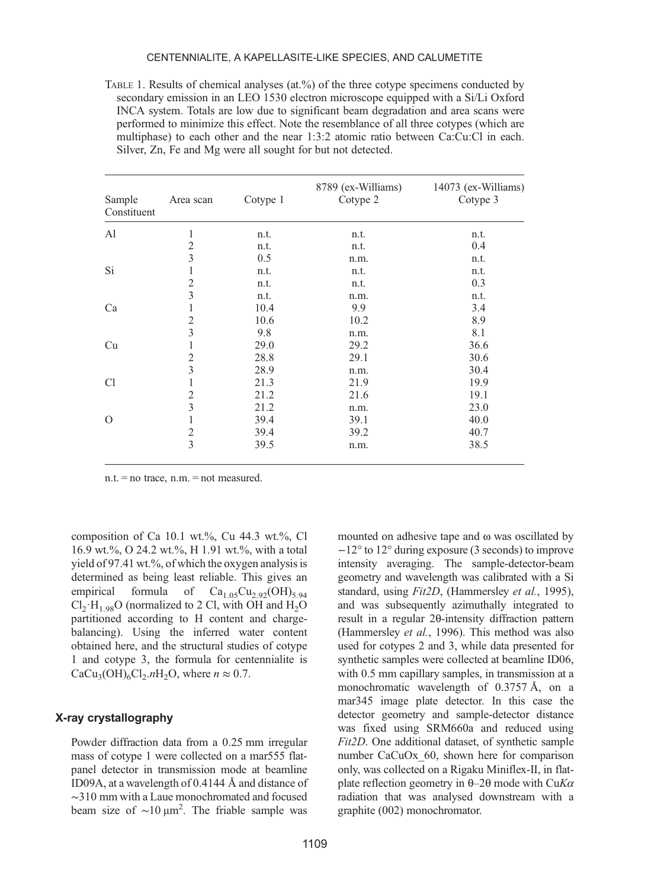TABLE 1. Results of chemical analyses (at.%) of the three cotype specimens conducted by secondary emission in an LEO 1530 electron microscope equipped with a Si/Li Oxford INCA system. Totals are low due to significant beam degradation and area scans were performed to minimize this effect. Note the resemblance of all three cotypes (which are multiphase) to each other and the near 1:3:2 atomic ratio between Ca:Cu:Cl in each. Silver, Zn, Fe and Mg were all sought for but not detected.

| Sample Constituent | Area scan | Cotype 1 | 8789 (ex-Williams) Cotype 2 | 14073 (ex-Williams) Cotype 3 |
|---|---|---|---|---|
| Al | 1 | n.t. | n.t. | n.t. |
| | 2 | n.t. | n.t. | 0.4 |
| | 3 | 0.5 | n.m. | n.t. |
| Si | 1 | n.t. | n.t. | n.t. |
| | 2 | n.t. | n.t. | 0.3 |
| | 3 | n.t. | n.m. | n.t. |
| Ca | 1 | 10.4 | 9.9 | 3.4 |
| | 2 | 10.6 | 10.2 | 8.9 |
| | 3 | 9.8 | n.m. | 8.1 |
| Cu | 1 | 29.0 | 29.2 | 36.6 |
| | 2 | 28.8 | 29.1 | 30.6 |
| | 3 | 28.9 | n.m. | 30.4 |
| Cl | 1 | 21.3 | 21.9 | 19.9 |
| | 2 | 21.2 | 21.6 | 19.1 |
| | 3 | 21.2 | n.m. | 23.0 |
| O | 1 | 39.4 | 39.1 | 40.0 |
| | 2 | 39.4 | 39.2 | 40.7 |
| | 3 | 39.5 | n.m. | 38.5 |

n.t. = no trace, n.m. = not measured.

composition of Ca 10.1 wt.%, Cu 44.3 wt.%, Cl 16.9 wt.%, O 24.2 wt.%, H 1.91 wt.%, with a total yield of 97.41 wt.%, of which the oxygen analysis is determined as being least reliable. This gives an empirical formula of $Ca_{1.05}Cu_{2.92}(OH)_{5.94}Cl_2 \cdot H_{1.98}O$ (normalized to 2 Cl, with OH and $H_2O$ partitioned according to H content and charge-balancing). Using the inferred water content obtained here, and the structural studies of cotype 1 and cotype 3, the formula for centennialite is $CaCu_3(OH)_6Cl_2.nH_2O$, where $n \approx 0.7$.

## X-ray crystallography

Powder diffraction data from a 0.25 mm irregular mass of cotype 1 were collected on a mar555 flat-panel detector in transmission mode at beamline ID09A, at a wavelength of 0.4144 Å and distance of ~310 mm with a Laue monochromated and focused beam size of ~10 μm$^2$. The friable sample was mounted on adhesive tape and ω was oscillated by −12° to 12° during exposure (3 seconds) to improve intensity averaging. The sample-detector-beam geometry and wavelength was calibrated with a Si standard, using *Fit2D*, (Hammersley *et al.*, 1995), and was subsequently azimuthally integrated to result in a regular 2θ-intensity diffraction pattern (Hammersley *et al.*, 1996). This method was also used for cotypes 2 and 3, while data presented for synthetic samples were collected at beamline ID06, with 0.5 mm capillary samples, in transmission at a monochromatic wavelength of 0.3757 Å, on a mar345 image plate detector. In this case the detector geometry and sample-detector distance was fixed using SRM660a and reduced using *Fit2D*. One additional dataset, of synthetic sample number CaCuOx_60, shown here for comparison only, was collected on a Rigaku Miniflex-II, in flat-plate reflection geometry in θ–2θ mode with Cu*Kα* radiation that was analysed downstream with a graphite (002) monochromator.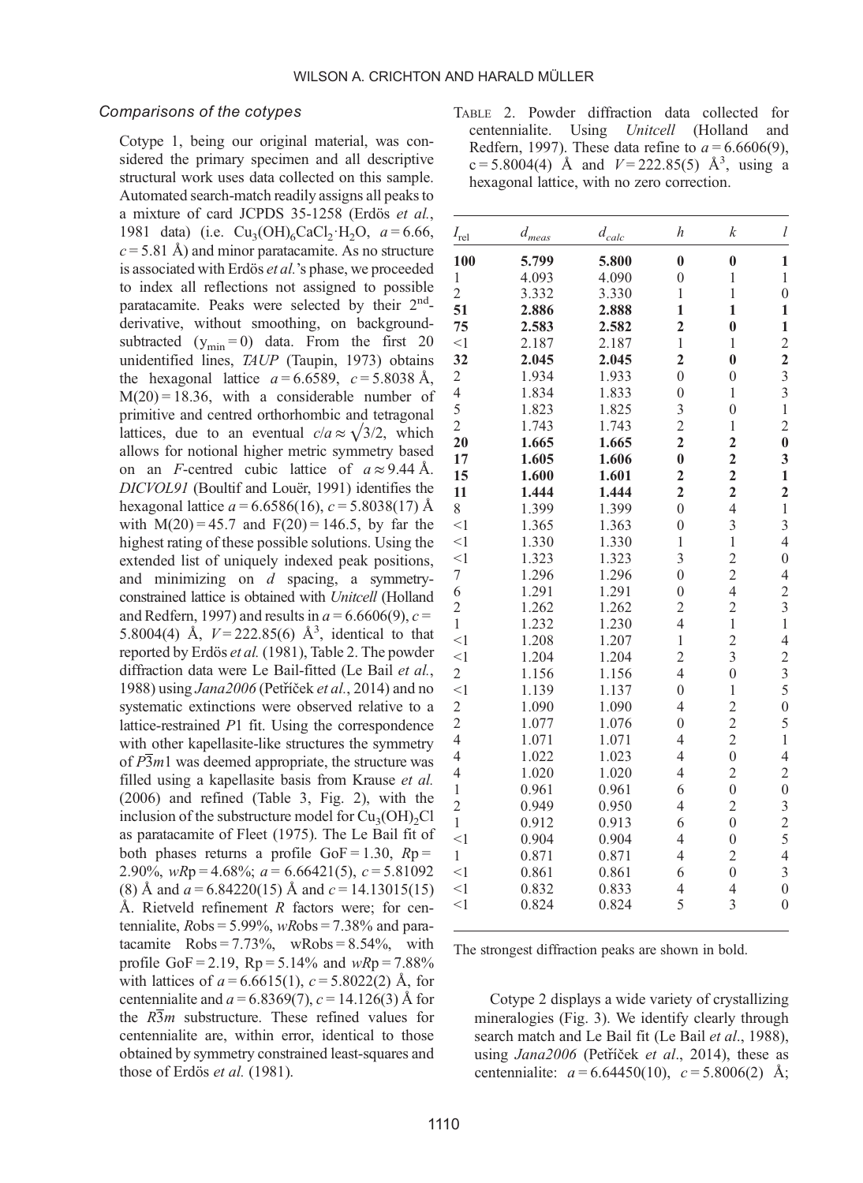### Comparisons of the cotypes

Cotype 1, being our original material, was considered the primary specimen and all descriptive structural work uses data collected on this sample. Automated search-match readily assigns all peaks to a mixture of card JCPDS 35-1258 (Erdös *et al.*, 1981 data) (i.e. $Cu_3(OH)_6CaCl_2{\cdot}H_2O$, $a = 6.66$, $c = 5.81$ Å) and minor paratacamite. As no structure is associated with Erdös *et al.*'s phase, we proceeded to index all reflections not assigned to possible paratacamite. Peaks were selected by their 2nd-derivative, without smoothing, on background-subtracted ($y_{min} = 0$) data. From the first 20 unidentified lines, *TAUP* (Taupin, 1973) obtains the hexagonal lattice $a = 6.6589$, $c = 5.8038$ Å, $M(20) = 18.36$, with a considerable number of primitive and centred orthorhombic and tetragonal lattices, due to an eventual $c/a \approx \sqrt{3/2}$, which allows for notional higher metric symmetry based on an *F*-centred cubic lattice of $a \approx 9.44$ Å. *DICVOL91* (Boultif and Louër, 1991) identifies the hexagonal lattice $a = 6.6586(16)$, $c = 5.8038(17)$ Å with $M(20) = 45.7$ and $F(20) = 146.5$, by far the highest rating of these possible solutions. Using the extended list of uniquely indexed peak positions, and minimizing on *d* spacing, a symmetry-constrained lattice is obtained with *Unitcell* (Holland and Redfern, 1997) and results in $a = 6.6606(9)$, $c = 5.8004(4)$ Å, $V = 222.85(6)$ Å$^3$, identical to that reported by Erdös *et al.* (1981), Table 2. The powder diffraction data were Le Bail-fitted (Le Bail *et al.*, 1988) using *Jana2006* (Petříček *et al.*, 2014) and no systematic extinctions were observed relative to a lattice-restrained *P*1 fit. Using the correspondence with other kapellasite-like structures the symmetry of $P\overline{3}m1$ was deemed appropriate, the structure was filled using a kapellasite basis from Krause *et al.* (2006) and refined (Table 3, Fig. 2), with the inclusion of the substructure model for $Cu_3(OH)_2Cl$ as paratacamite of Fleet (1975). The Le Bail fit of both phases returns a profile GoF = 1.30, *R*p = 2.90%, *wR*p = 4.68%; $a = 6.66421(5)$, $c = 5.81092$ (8) Å and $a = 6.84220(15)$ Å and $c = 14.13015(15)$ Å. Rietveld refinement *R* factors were; for centennialite, *R*obs = 5.99%, *wR*obs = 7.38% and paratacamite Robs = 7.73%, wRobs = 8.54%, with profile GoF = 2.19, Rp = 5.14% and *wR*p = 7.88% with lattices of $a = 6.6615(1)$, $c = 5.8022(2)$ Å, for centennialite and $a = 6.8369(7)$, $c = 14.126(3)$ Å for the $R\overline{3}m$ substructure. These refined values for centennialite are, within error, identical to those obtained by symmetry constrained least-squares and those of Erdös *et al.* (1981).

TABLE 2. Powder diffraction data collected for centennialite. Using *Unitcell* (Holland and Redfern, 1997). These data refine to $a = 6.6606(9)$, $c = 5.8004(4)$ Å and $V = 222.85(5)$ Å$^3$, using a hexagonal lattice, with no zero correction.

| $I_{rel}$ | $d_{meas}$ | $d_{calc}$ | *h* | *k* | *l* |
|---|---|---|---|---|---|
| **100** | **5.799** | **5.800** | **0** | **0** | **1** |
| 1 | 4.093 | 4.090 | 0 | 1 | 1 |
| 2 | 3.332 | 3.330 | 1 | 1 | 0 |
| **51** | **2.886** | **2.888** | **1** | **1** | **1** |
| **75** | **2.583** | **2.582** | **2** | **0** | **1** |
| <1 | 2.187 | 2.187 | 1 | 1 | 2 |
| **32** | **2.045** | **2.045** | **2** | **0** | **2** |
| 2 | 1.934 | 1.933 | 0 | 0 | 3 |
| 4 | 1.834 | 1.833 | 0 | 1 | 3 |
| 5 | 1.823 | 1.825 | 3 | 0 | 1 |
| 2 | 1.743 | 1.743 | 2 | 1 | 2 |
| **20** | **1.665** | **1.665** | **2** | **2** | **0** |
| **17** | **1.605** | **1.606** | **0** | **2** | **3** |
| **15** | **1.600** | **1.601** | **2** | **2** | **1** |
| **11** | **1.444** | **1.444** | **2** | **2** | **2** |
| 8 | 1.399 | 1.399 | 0 | 4 | 1 |
| <1 | 1.365 | 1.363 | 0 | 3 | 3 |
| <1 | 1.330 | 1.330 | 1 | 1 | 4 |
| <1 | 1.323 | 1.323 | 3 | 2 | 0 |
| 7 | 1.296 | 1.296 | 0 | 2 | 4 |
| 6 | 1.291 | 1.291 | 0 | 4 | 2 |
| 2 | 1.262 | 1.262 | 2 | 2 | 3 |
| 1 | 1.232 | 1.230 | 4 | 1 | 1 |
| <1 | 1.208 | 1.207 | 1 | 2 | 4 |
| <1 | 1.204 | 1.204 | 2 | 3 | 2 |
| 2 | 1.156 | 1.156 | 4 | 0 | 3 |
| <1 | 1.139 | 1.137 | 0 | 1 | 5 |
| 2 | 1.090 | 1.090 | 4 | 2 | 0 |
| 2 | 1.077 | 1.076 | 0 | 2 | 5 |
| 4 | 1.071 | 1.071 | 4 | 2 | 1 |
| 4 | 1.022 | 1.023 | 4 | 0 | 4 |
| 4 | 1.020 | 1.020 | 4 | 2 | 2 |
| 1 | 0.961 | 0.961 | 6 | 0 | 0 |
| 2 | 0.949 | 0.950 | 4 | 2 | 3 |
| 1 | 0.912 | 0.913 | 6 | 0 | 2 |
| <1 | 0.904 | 0.904 | 4 | 0 | 5 |
| 1 | 0.871 | 0.871 | 4 | 2 | 4 |
| <1 | 0.861 | 0.861 | 6 | 0 | 3 |
| <1 | 0.832 | 0.833 | 4 | 4 | 0 |
| <1 | 0.824 | 0.824 | 5 | 3 | 0 |

The strongest diffraction peaks are shown in bold.

Cotype 2 displays a wide variety of crystallizing mineralogies (Fig. 3). We identify clearly through search match and Le Bail fit (Le Bail *et al*., 1988), using *Jana2006* (Petříček *et al*., 2014), these as centennialite: $a = 6.64450(10)$, $c = 5.8006(2)$ Å;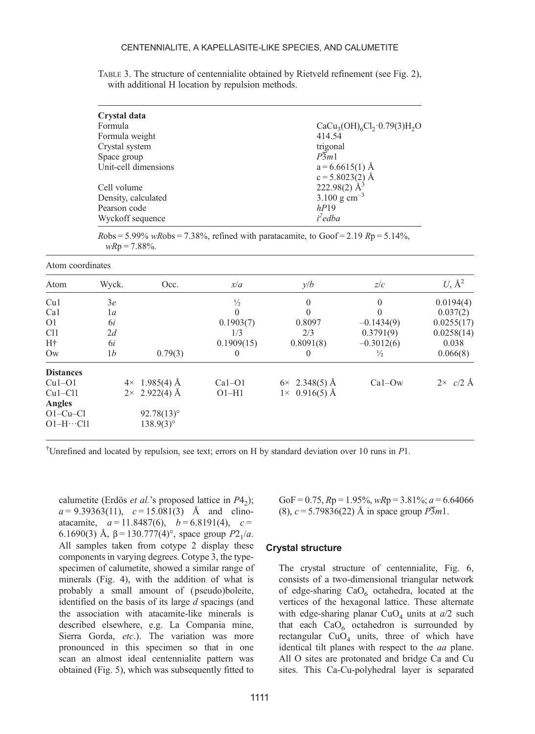TABLE 3. The structure of centennialite obtained by Rietveld refinement (see Fig. 2), with additional H location by repulsion methods.

| **Crystal data** | |
|---|---|
| Formula | $CaCu_3(OH)_6Cl_2{\cdot}0.79(3)H_2O$ |
| Formula weight | 414.54 |
| Crystal system | trigonal |
| Space group | $P\bar{3}m1$ |
| Unit-cell dimensions | a = 6.6615(1) Å |
| | c = 5.8023(2) Å |
| Cell volume | 222.98(2) $Å^3$ |
| Density, calculated | 3.100 g $cm^{-3}$ |
| Pearson code | *hP*19 |
| Wyckoff sequence | $i^2edba$ |

*R*obs = 5.99% *wR*obs = 7.38%, refined with paratacamite, to Goof = 2.19 *R*p = 5.14%, *wR*p = 7.88%.

Atom coordinates

| Atom | Wyck. | Occ. | *x*/*a* | *y*/*b* | *z*/*c* | *U*, $Å^2$ |
|---|---|---|---|---|---|---|
| Cu1 | 3*e* | | ½ | 0 | 0 | 0.0194(4) |
| Ca1 | 1*a* | | 0 | 0 | 0 | 0.037(2) |
| O1 | 6*i* | | 0.1903(7) | 0.8097 | –0.1434(9) | 0.0255(17) |
| Cl1 | 2*d* | | 1/3 | 2/3 | 0.3791(9) | 0.0258(14) |
| H† | 6*i* | | 0.1909(15) | 0.8091(8) | –0.3012(6) | 0.038 |
| Ow | 1*b* | 0.79(3) | 0 | 0 | ½ | 0.066(8) |

| **Distances** | | | | | |
|---|---|---|---|---|---|
| Cu1–O1 | 4× 1.985(4) Å | Ca1–O1 | 6× 2.348(5) Å | Ca1–Ow | 2× *c*/2 Å |
| Cu1–Cl1 | 2× 2.922(4) Å | O1–H1 | 1× 0.916(5) Å | | |
| **Angles** | | | | | |
| O1–Cu–Cl | 92.78(13)° | | | | |
| O1–H···Cl1 | 138.9(3)° | | | | |

†Unrefined and located by repulsion, see text; errors on H by standard deviation over 10 runs in *P*1.

calumetite (Erdös *et al.*'s proposed lattice in $P4_2$); *a* = 9.39363(11), *c* = 15.081(3) Å and clinoatacamite, *a* = 11.8487(6), *b* = 6.8191(4), *c* = 6.1690(3) Å, β = 130.777(4)°, space group $P2_1/a$. All samples taken from cotype 2 display these components in varying degrees. Cotype 3, the type-specimen of calumetite, showed a similar range of minerals (Fig. 4), with the addition of what is probably a small amount of (pseudo)boleite, identified on the basis of its large *d* spacings (and the association with atacamite-like minerals is described elsewhere, e.g. La Compania mine, Sierra Gorda, *etc*.). The variation was more pronounced in this specimen so that in one scan an almost ideal centennialite pattern was obtained (Fig. 5), which was subsequently fitted to GoF = 0.75, *R*p = 1.95%, *wR*p = 3.81%; *a* = 6.64066 (8), *c* = 5.79836(22) Å in space group $P\bar{3}m1$.

## Crystal structure

The crystal structure of centennialite, Fig. 6, consists of a two-dimensional triangular network of edge-sharing $CaO_6$ octahedra, located at the vertices of the hexagonal lattice. These alternate with edge-sharing planar $CuO_4$ units at *a*/2 such that each $CaO_6$ octahedron is surrounded by rectangular $CuO_4$ units, three of which have identical tilt planes with respect to the *aa* plane. All O sites are protonated and bridge Ca and Cu sites. This Ca-Cu-polyhedral layer is separated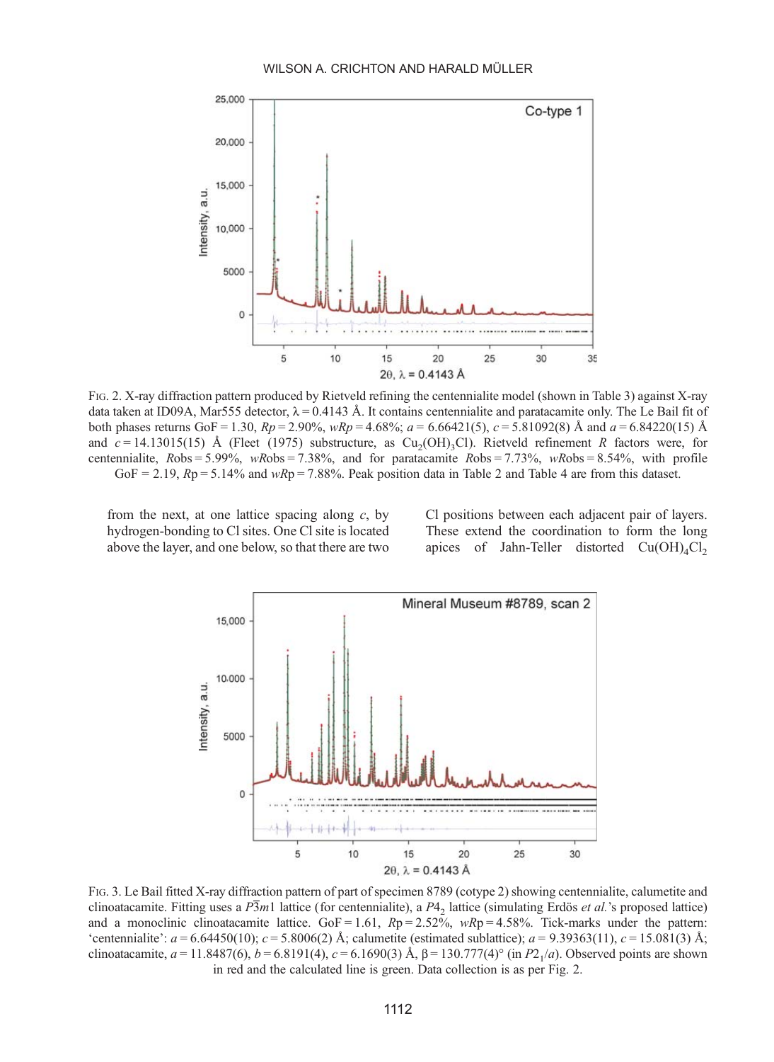FIG. 2. X-ray diffraction pattern produced by Rietveld refining the centennialite model (shown in Table 3) against X-ray data taken at ID09A, Mar555 detector, $\lambda = 0.4143$ Å. It contains centennialite and paratacamite only. The Le Bail fit of both phases returns GoF = 1.30, $Rp = 2.90\%$, $wRp = 4.68\%$; $a = 6.66421(5)$, $c = 5.81092(8)$ Å and $a = 6.84220(15)$ Å and $c = 14.13015(15)$ Å (Fleet (1975) substructure, as $Cu_2(OH)_3Cl$). Rietveld refinement $R$ factors were, for centennialite, $R$obs = 5.99%, $wR$obs = 7.38%, and for paratacamite $R$obs = 7.73%, $wR$obs = 8.54%, with profile GoF = 2.19, $Rp = 5.14\%$ and $wRp = 7.88\%$. Peak position data in Table 2 and Table 4 are from this dataset.

from the next, at one lattice spacing along $c$, by hydrogen-bonding to Cl sites. One Cl site is located above the layer, and one below, so that there are two Cl positions between each adjacent pair of layers. These extend the coordination to form the long apices of Jahn-Teller distorted $Cu(OH)_4Cl_2$

FIG. 3. Le Bail fitted X-ray diffraction pattern of part of specimen 8789 (cotype 2) showing centennialite, calumetite and clinoatacamite. Fitting uses a $P\bar{3}m1$ lattice (for centennialite), a $P4_2$ lattice (simulating Erdös *et al.*'s proposed lattice) and a monoclinic clinoatacamite lattice. GoF = 1.61, $Rp = 2.52\%$, $wRp = 4.58\%$. Tick-marks under the pattern: 'centennialite': $a = 6.64450(10)$; $c = 5.8006(2)$ Å; calumetite (estimated sublattice); $a = 9.39363(11)$, $c = 15.081(3)$ Å; clinoatacamite, $a = 11.8487(6)$, $b = 6.8191(4)$, $c = 6.1690(3)$ Å, $\beta = 130.777(4)°$ (in $P2_1/a$). Observed points are shown in red and the calculated line is green. Data collection is as per Fig. 2.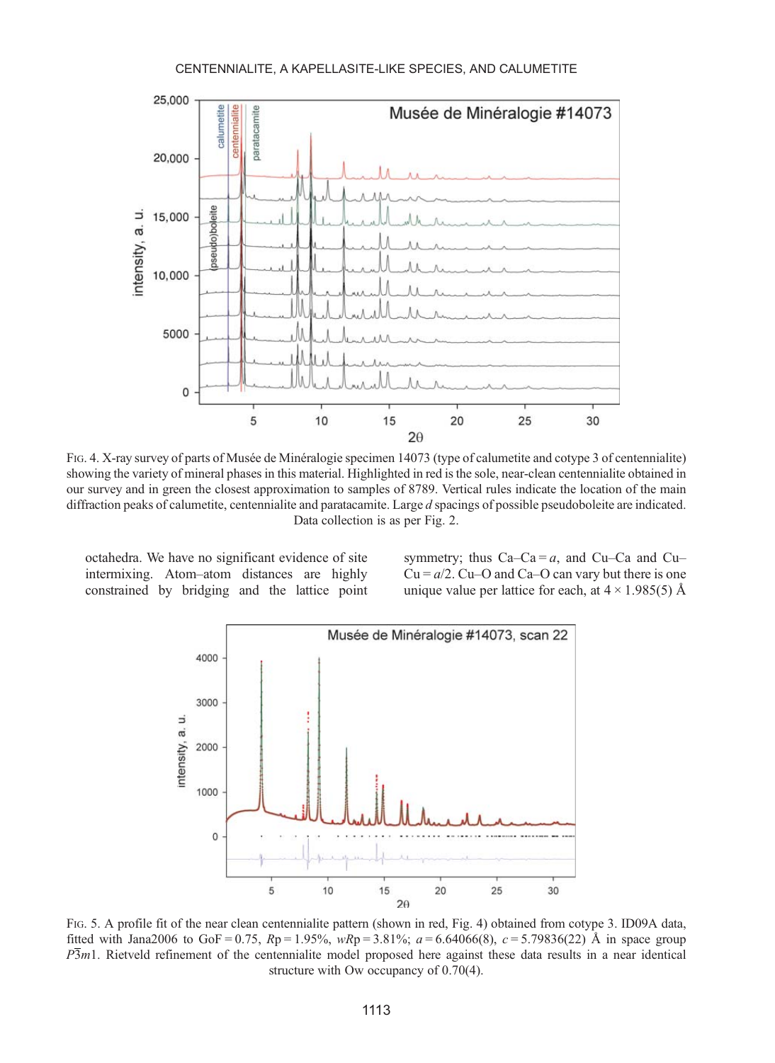FIG. 4. X-ray survey of parts of Musée de Minéralogie specimen 14073 (type of calumetite and cotype 3 of centennialite) showing the variety of mineral phases in this material. Highlighted in red is the sole, near-clean centennialite obtained in our survey and in green the closest approximation to samples of 8789. Vertical rules indicate the location of the main diffraction peaks of calumetite, centennialite and paratacamite. Large *d* spacings of possible pseudoboleite are indicated. Data collection is as per Fig. 2.

octahedra. We have no significant evidence of site intermixing. Atom–atom distances are highly constrained by bridging and the lattice point symmetry; thus Ca–Ca = *a*, and Cu–Ca and Cu–Cu = *a*/2. Cu–O and Ca–O can vary but there is one unique value per lattice for each, at 4 × 1.985(5) Å

FIG. 5. A profile fit of the near clean centennialite pattern (shown in red, Fig. 4) obtained from cotype 3. ID09A data, fitted with Jana2006 to GoF = 0.75, *R*p = 1.95%, *wR*p = 3.81%; *a* = 6.64066(8), *c* = 5.79836(22) Å in space group $P\bar{3}m1$. Rietveld refinement of the centennialite model proposed here against these data results in a near identical structure with Ow occupancy of 0.70(4).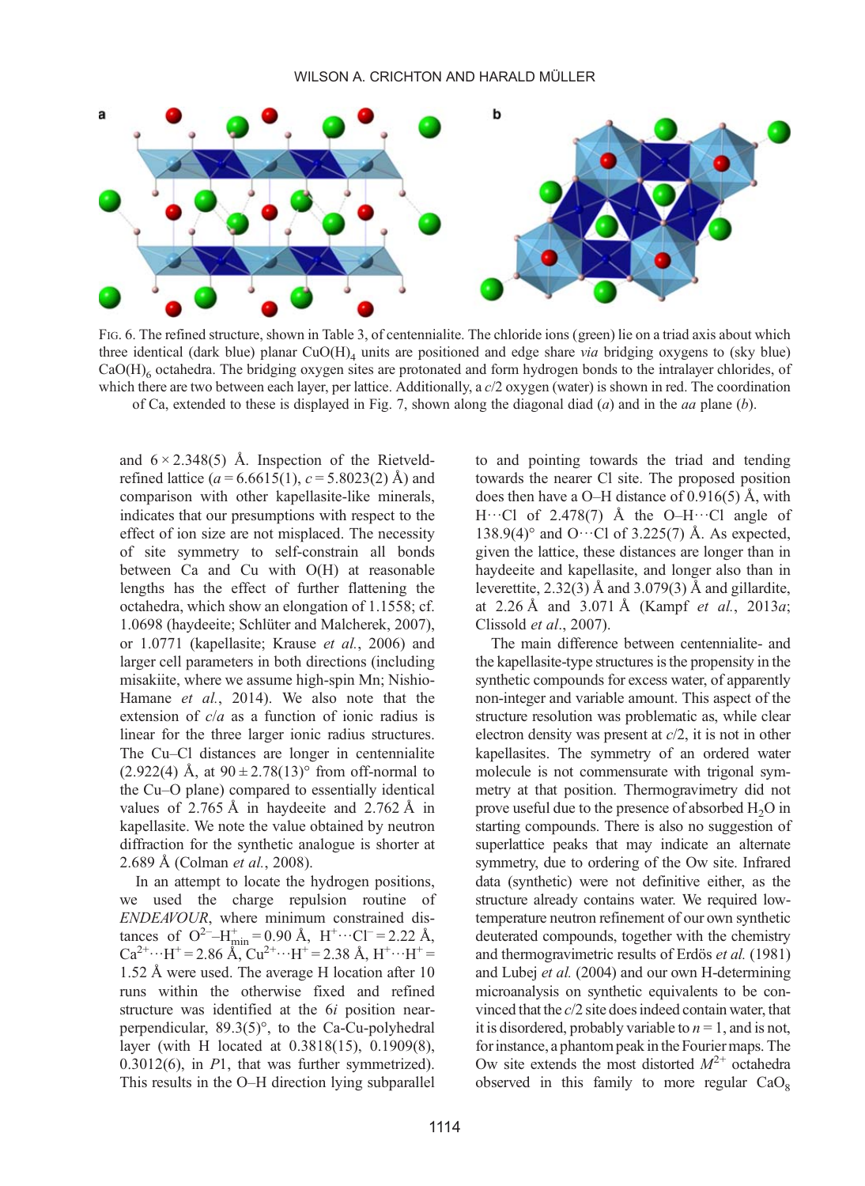Fig. 6. The refined structure, shown in Table 3, of centennialite. The chloride ions (green) lie on a triad axis about which three identical (dark blue) planar $CuO(H)_4$ units are positioned and edge share *via* bridging oxygens to (sky blue) $CaO(H)_6$ octahedra. The bridging oxygen sites are protonated and form hydrogen bonds to the intralayer chlorides, of which there are two between each layer, per lattice. Additionally, a *c*/2 oxygen (water) is shown in red. The coordination of Ca, extended to these is displayed in Fig. 7, shown along the diagonal diad (*a*) and in the *aa* plane (*b*).

and 6 × 2.348(5) Å. Inspection of the Rietveld-refined lattice ($a$ = 6.6615(1), $c$ = 5.8023(2) Å) and comparison with other kapellasite-like minerals, indicates that our presumptions with respect to the effect of ion size are not misplaced. The necessity of site symmetry to self-constrain all bonds between Ca and Cu with O(H) at reasonable lengths has the effect of further flattening the octahedra, which show an elongation of 1.1558; cf. 1.0698 (haydeeite; Schlüter and Malcherek, 2007), or 1.0771 (kapellasite; Krause *et al.*, 2006) and larger cell parameters in both directions (including misakiite, where we assume high-spin Mn; Nishio-Hamane *et al.*, 2014). We also note that the extension of *c*/*a* as a function of ionic radius is linear for the three larger ionic radius structures. The Cu–Cl distances are longer in centennialite (2.922(4) Å, at 90 ± 2.78(13)° from off-normal to the Cu–O plane) compared to essentially identical values of 2.765 Å in haydeeite and 2.762 Å in kapellasite. We note the value obtained by neutron diffraction for the synthetic analogue is shorter at 2.689 Å (Colman *et al.*, 2008).

In an attempt to locate the hydrogen positions, we used the charge repulsion routine of *ENDEAVOUR*, where minimum constrained distances of $O^{2-}$–$H^{+}_{min}$ = 0.90 Å, $H^{+}\cdots Cl^{-}$ = 2.22 Å, $Ca^{2+}\cdots H^{+}$ = 2.86 Å, $Cu^{2+}\cdots H^{+}$ = 2.38 Å, $H^{+}\cdots H^{+}$ = 1.52 Å were used. The average H location after 10 runs within the otherwise fixed and refined structure was identified at the 6*i* position near-perpendicular, 89.3(5)°, to the Ca-Cu-polyhedral layer (with H located at 0.3818(15), 0.1909(8), 0.3012(6), in *P*1, that was further symmetrized). This results in the O–H direction lying subparallel to and pointing towards the triad and tending towards the nearer Cl site. The proposed position does then have a O–H distance of 0.916(5) Å, with H···Cl of 2.478(7) Å the O–H···Cl angle of 138.9(4)° and O···Cl of 3.225(7) Å. As expected, given the lattice, these distances are longer than in haydeeite and kapellasite, and longer also than in leverettite, 2.32(3) Å and 3.079(3) Å and gillardite, at 2.26 Å and 3.071 Å (Kampf *et al.*, 2013*a*; Clissold *et al.*, 2007).

The main difference between centennialite- and the kapellasite-type structures is the propensity in the synthetic compounds for excess water, of apparently non-integer and variable amount. This aspect of the structure resolution was problematic as, while clear electron density was present at *c*/2, it is not in other kapellasites. The symmetry of an ordered water molecule is not commensurate with trigonal symmetry at that position. Thermogravimetry did not prove useful due to the presence of absorbed $H_2O$ in starting compounds. There is also no suggestion of superlattice peaks that may indicate an alternate symmetry, due to ordering of the Ow site. Infrared data (synthetic) were not definitive either, as the structure already contains water. We required low-temperature neutron refinement of our own synthetic deuterated compounds, together with the chemistry and thermogravimetric results of Erdös *et al.* (1981) and Lubej *et al.* (2004) and our own H-determining microanalysis on synthetic equivalents to be convinced that the *c*/2 site does indeed contain water, that it is disordered, probably variable to $n$ = 1, and is not, for instance, a phantom peak in the Fourier maps. The Ow site extends the most distorted $M^{2+}$ octahedra observed in this family to more regular $CaO_8$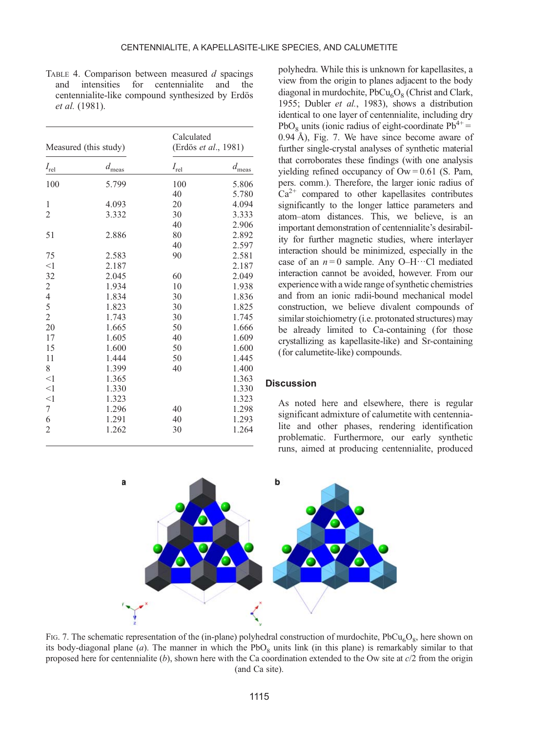TABLE 4. Comparison between measured $d$ spacings and intensities for centennialite and the centennialite-like compound synthesized by Erdös *et al.* (1981).

| Measured (this study) | | Calculated (Erdös *et al.*, 1981) | |
|---|---|---|---|
| $I_{rel}$ | $d_{meas}$ | $I_{rel}$ | $d_{meas}$ |
| 100 | 5.799 | 100 | 5.806 |
| | | 40 | 5.780 |
| 1 | 4.093 | 20 | 4.094 |
| 2 | 3.332 | 30 | 3.333 |
| | | 40 | 2.906 |
| 51 | 2.886 | 80 | 2.892 |
| | | 40 | 2.597 |
| 75 | 2.583 | 90 | 2.581 |
| <1 | 2.187 | | 2.187 |
| 32 | 2.045 | 60 | 2.049 |
| 2 | 1.934 | 10 | 1.938 |
| 4 | 1.834 | 30 | 1.836 |
| 5 | 1.823 | 30 | 1.825 |
| 2 | 1.743 | 30 | 1.745 |
| 20 | 1.665 | 50 | 1.666 |
| 17 | 1.605 | 40 | 1.609 |
| 15 | 1.600 | 50 | 1.600 |
| 11 | 1.444 | 50 | 1.445 |
| 8 | 1.399 | 40 | 1.400 |
| <1 | 1.365 | | 1.363 |
| <1 | 1.330 | | 1.330 |
| <1 | 1.323 | | 1.323 |
| 7 | 1.296 | 40 | 1.298 |
| 6 | 1.291 | 40 | 1.293 |
| 2 | 1.262 | 30 | 1.264 |

polyhedra. While this is unknown for kapellasites, a view from the origin to planes adjacent to the body diagonal in murdochite, $PbCu_6O_8$ (Christ and Clark, 1955; Dubler *et al.*, 1983), shows a distribution identical to one layer of centennialite, including dry $PbO_8$ units (ionic radius of eight-coordinate $Pb^{4+}$ = 0.94 Å), Fig. 7. We have since become aware of further single-crystal analyses of synthetic material that corroborates these findings (with one analysis yielding refined occupancy of Ow = 0.61 (S. Pam, pers. comm.). Therefore, the larger ionic radius of $Ca^{2+}$ compared to other kapellasites contributes significantly to the longer lattice parameters and atom–atom distances. This, we believe, is an important demonstration of centennialite's desirability for further magnetic studies, where interlayer interaction should be minimized, especially in the case of an $n = 0$ sample. Any O–H···Cl mediated interaction cannot be avoided, however. From our experience with a wide range of synthetic chemistries and from an ionic radii-bound mechanical model construction, we believe divalent compounds of similar stoichiometry (i.e. protonated structures) may be already limited to Ca-containing (for those crystallizing as kapellasite-like) and Sr-containing (for calumetite-like) compounds.

## Discussion

As noted here and elsewhere, there is regular significant admixture of calumetite with centennialite and other phases, rendering identification problematic. Furthermore, our early synthetic runs, aimed at producing centennialite, produced

FIG. 7. The schematic representation of the (in-plane) polyhedral construction of murdochite, $PbCu_6O_8$, here shown on its body-diagonal plane (*a*). The manner in which the $PbO_8$ units link (in this plane) is remarkably similar to that proposed here for centennialite (*b*), shown here with the Ca coordination extended to the Ow site at $c/2$ from the origin (and Ca site).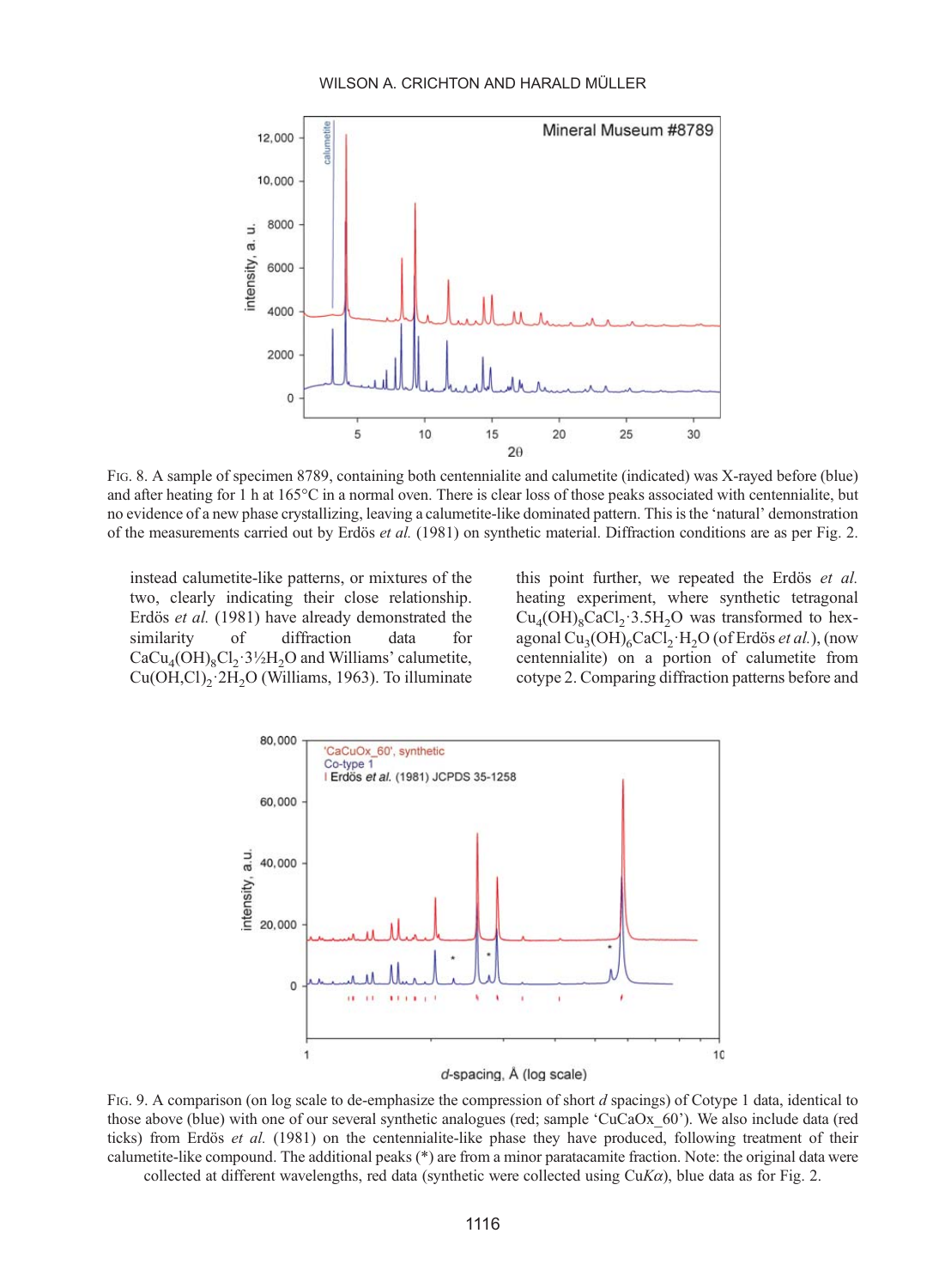FIG. 8. A sample of specimen 8789, containing both centennialite and calumetite (indicated) was X-rayed before (blue) and after heating for 1 h at 165°C in a normal oven. There is clear loss of those peaks associated with centennialite, but no evidence of a new phase crystallizing, leaving a calumetite-like dominated pattern. This is the 'natural' demonstration of the measurements carried out by Erdös *et al.* (1981) on synthetic material. Diffraction conditions are as per Fig. 2.

instead calumetite-like patterns, or mixtures of the two, clearly indicating their close relationship. Erdös *et al.* (1981) have already demonstrated the similarity of diffraction data for $CaCu_4(OH)_8Cl_2{\cdot}3\frac{1}{2}H_2O$ and Williams' calumetite, $Cu(OH,Cl)_2{\cdot}2H_2O$ (Williams, 1963). To illuminate this point further, we repeated the Erdös *et al.* heating experiment, where synthetic tetragonal $Cu_4(OH)_8CaCl_2{\cdot}3.5H_2O$ was transformed to hexagonal $Cu_3(OH)_6CaCl_2{\cdot}H_2O$ (of Erdös *et al.*), (now centennialite) on a portion of calumetite from cotype 2. Comparing diffraction patterns before and

FIG. 9. A comparison (on log scale to de-emphasize the compression of short *d* spacings) of Cotype 1 data, identical to those above (blue) with one of our several synthetic analogues (red; sample 'CuCaOx_60'). We also include data (red ticks) from Erdös *et al.* (1981) on the centennialite-like phase they have produced, following treatment of their calumetite-like compound. The additional peaks (*) are from a minor paratacamite fraction. Note: the original data were collected at different wavelengths, red data (synthetic were collected using Cu*K*α), blue data as for Fig. 2.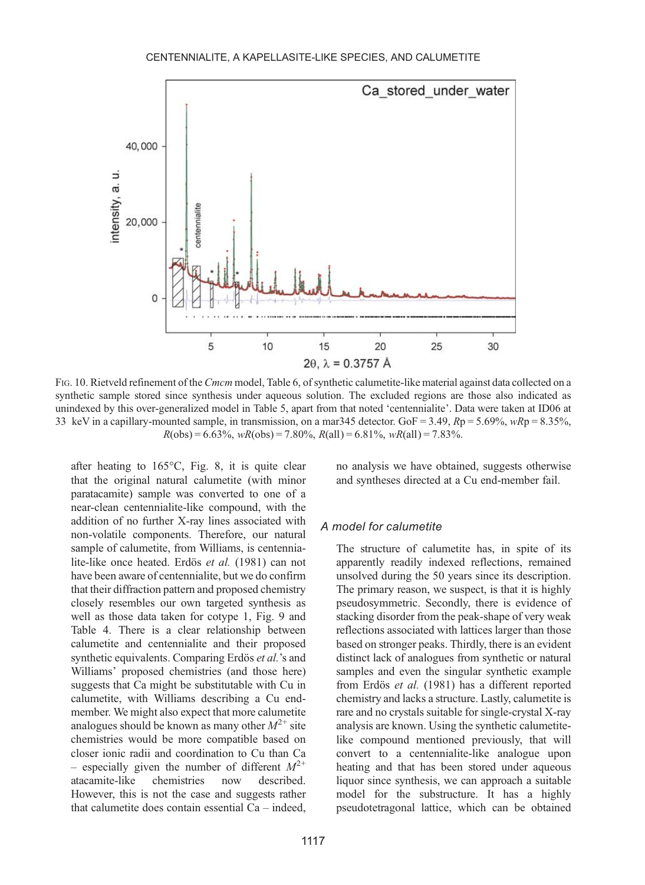FIG. 10. Rietveld refinement of the *Cmcm* model, Table 6, of synthetic calumetite-like material against data collected on a synthetic sample stored since synthesis under aqueous solution. The excluded regions are those also indicated as unindexed by this over-generalized model in Table 5, apart from that noted 'centennialite'. Data were taken at ID06 at 33 keV in a capillary-mounted sample, in transmission, on a mar345 detector. GoF = 3.49, *R*p = 5.69%, *wR*p = 8.35%, *R*(obs) = 6.63%, *wR*(obs) = 7.80%, *R*(all) = 6.81%, *wR*(all) = 7.83%.

after heating to 165°C, Fig. 8, it is quite clear that the original natural calumetite (with minor paratacamite) sample was converted to one of a near-clean centennialite-like compound, with the addition of no further X-ray lines associated with non-volatile components. Therefore, our natural sample of calumetite, from Williams, is centennialite-like once heated. Erdös *et al.* (1981) can not have been aware of centennialite, but we do confirm that their diffraction pattern and proposed chemistry closely resembles our own targeted synthesis as well as those data taken for cotype 1, Fig. 9 and Table 4. There is a clear relationship between calumetite and centennialite and their proposed synthetic equivalents. Comparing Erdös *et al.*'s and Williams' proposed chemistries (and those here) suggests that Ca might be substitutable with Cu in calumetite, with Williams describing a Cu end-member. We might also expect that more calumetite analogues should be known as many other $M^{2+}$ site chemistries would be more compatible based on closer ionic radii and coordination to Cu than Ca – especially given the number of different $M^{2+}$ atacamite-like chemistries now described. However, this is not the case and suggests rather that calumetite does contain essential Ca – indeed, no analysis we have obtained, suggests otherwise and syntheses directed at a Cu end-member fail.

### *A model for calumetite*

The structure of calumetite has, in spite of its apparently readily indexed reflections, remained unsolved during the 50 years since its description. The primary reason, we suspect, is that it is highly pseudosymmetric. Secondly, there is evidence of stacking disorder from the peak-shape of very weak reflections associated with lattices larger than those based on stronger peaks. Thirdly, there is an evident distinct lack of analogues from synthetic or natural samples and even the singular synthetic example from Erdös *et al.* (1981) has a different reported chemistry and lacks a structure. Lastly, calumetite is rare and no crystals suitable for single-crystal X-ray analysis are known. Using the synthetic calumetite-like compound mentioned previously, that will convert to a centennialite-like analogue upon heating and that has been stored under aqueous liquor since synthesis, we can approach a suitable model for the substructure. It has a highly pseudotetragonal lattice, which can be obtained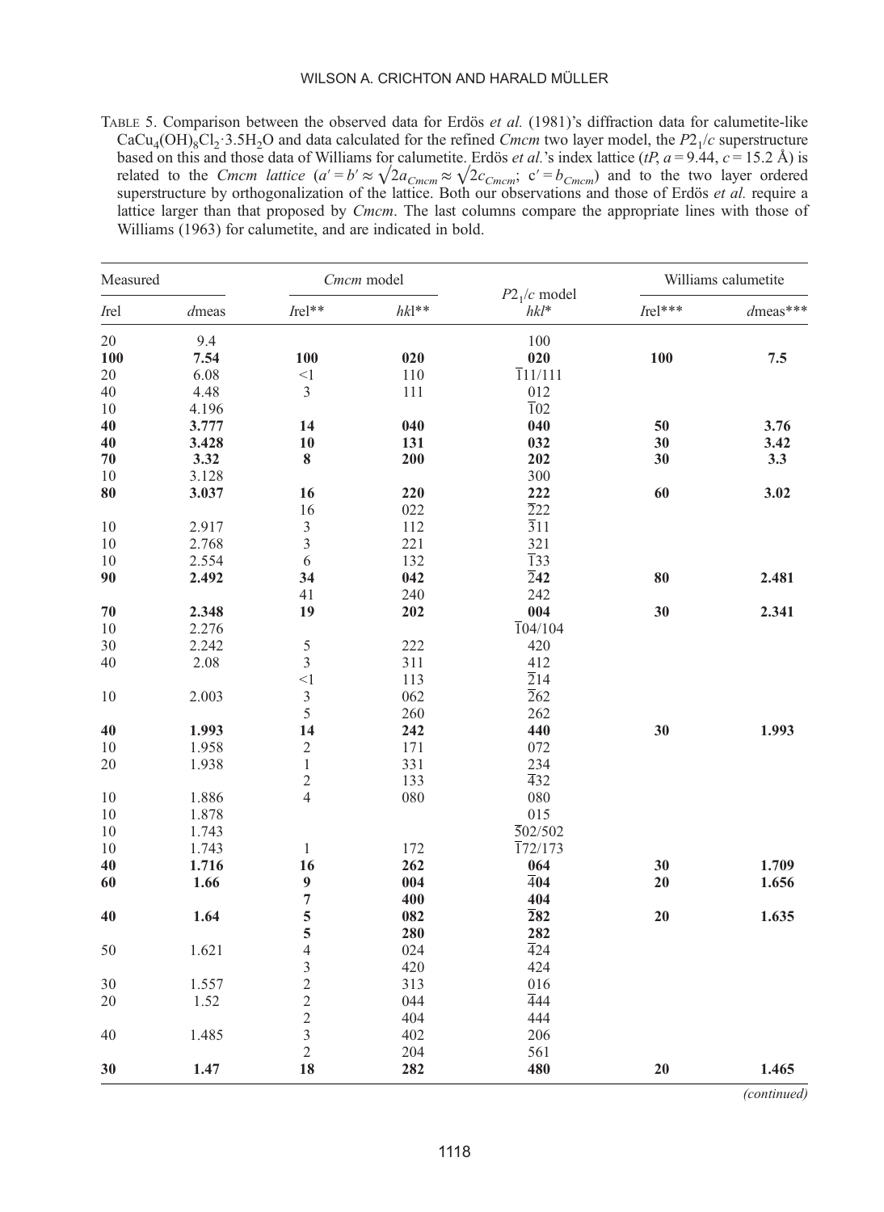TABLE 5. Comparison between the observed data for Erdös *et al.* (1981)'s diffraction data for calumetite-like $CaCu_4(OH)_8Cl_2{\cdot}3.5H_2O$ and data calculated for the refined *Cmcm* two layer model, the $P2_1/c$ superstructure based on this and those data of Williams for calumetite. Erdös *et al.*'s index lattice (*tP*, $a$ = 9.44, $c$ = 15.2 Å) is related to the *Cmcm lattice* ($a' = b' \approx \sqrt{2}a_{Cmcm} \approx \sqrt{2}c_{Cmcm}$; $c' = b_{Cmcm}$) and to the two layer ordered superstructure by orthogonalization of the lattice. Both our observations and those of Erdös *et al.* require a lattice larger than that proposed by *Cmcm*. The last columns compare the appropriate lines with those of Williams (1963) for calumetite, and are indicated in bold.

| Measured | | *Cmcm* model | | $P2_1/c$ model | Williams calumetite | |
|---|---|---|---|---|---|---|
| *I*rel | *d*meas | *I*rel** | *hkl*** | *hkl** | *I*rel*** | *d*meas*** |
| 20 | 9.4 | | | 100 | | |
| **100** | **7.54** | **100** | **020** | **020** | **100** | **7.5** |
| 20 | 6.08 | <1 | 110 | $\bar{1}$11/111 | | |
| 40 | 4.48 | 3 | 111 | 012 | | |
| 10 | 4.196 | | | $\bar{1}$02 | | |
| **40** | **3.777** | **14** | **040** | **040** | **50** | **3.76** |
| **40** | **3.428** | **10** | **131** | **032** | **30** | **3.42** |
| **70** | **3.32** | **8** | **200** | **202** | **30** | **3.3** |
| 10 | 3.128 | | | 300 | | |
| **80** | **3.037** | **16** | **220** | **222** | **60** | **3.02** |
| | | 16 | 022 | $\bar{2}$22 | | |
| 10 | 2.917 | 3 | 112 | $\bar{3}$11 | | |
| 10 | 2.768 | 3 | 221 | 321 | | |
| 10 | 2.554 | 6 | 132 | $\bar{1}$33 | | |
| **90** | **2.492** | **34** | **042** | **$\bar{2}$42** | **80** | **2.481** |
| | | 41 | 240 | 242 | | |
| **70** | **2.348** | **19** | **202** | **004** | **30** | **2.341** |
| 10 | 2.276 | | | $\bar{1}$04/104 | | |
| 30 | 2.242 | 5 | 222 | 420 | | |
| 40 | 2.08 | 3 | 311 | 412 | | |
| | | <1 | 113 | $\bar{2}$14 | | |
| 10 | 2.003 | 3 | 062 | $\bar{2}$62 | | |
| | | 5 | 260 | 262 | | |
| **40** | **1.993** | **14** | **242** | **440** | **30** | **1.993** |
| 10 | 1.958 | 2 | 171 | 072 | | |
| 20 | 1.938 | 1 | 331 | 234 | | |
| | | 2 | 133 | $\bar{4}$32 | | |
| 10 | 1.886 | 4 | 080 | 080 | | |
| 10 | 1.878 | | | 015 | | |
| 10 | 1.743 | | | $\bar{5}$02/502 | | |
| 10 | 1.743 | 1 | 172 | $\bar{1}$72/173 | | |
| **40** | **1.716** | **16** | **262** | **064** | **30** | **1.709** |
| **60** | **1.66** | **9** | **004** | **$\bar{4}$04** | **20** | **1.656** |
| | | **7** | **400** | **404** | | |
| **40** | **1.64** | **5** | **082** | **$\bar{2}$82** | **20** | **1.635** |
| | | **5** | **280** | **282** | | |
| 50 | 1.621 | 4 | 024 | $\bar{4}$24 | | |
| | | 3 | 420 | 424 | | |
| 30 | 1.557 | 2 | 313 | 016 | | |
| 20 | 1.52 | 2 | 044 | $\bar{4}$44 | | |
| | | 2 | 404 | 444 | | |
| 40 | 1.485 | 3 | 402 | 206 | | |
| | | 2 | 204 | 561 | | |
| **30** | **1.47** | **18** | **282** | **480** | **20** | **1.465** |

*(continued)*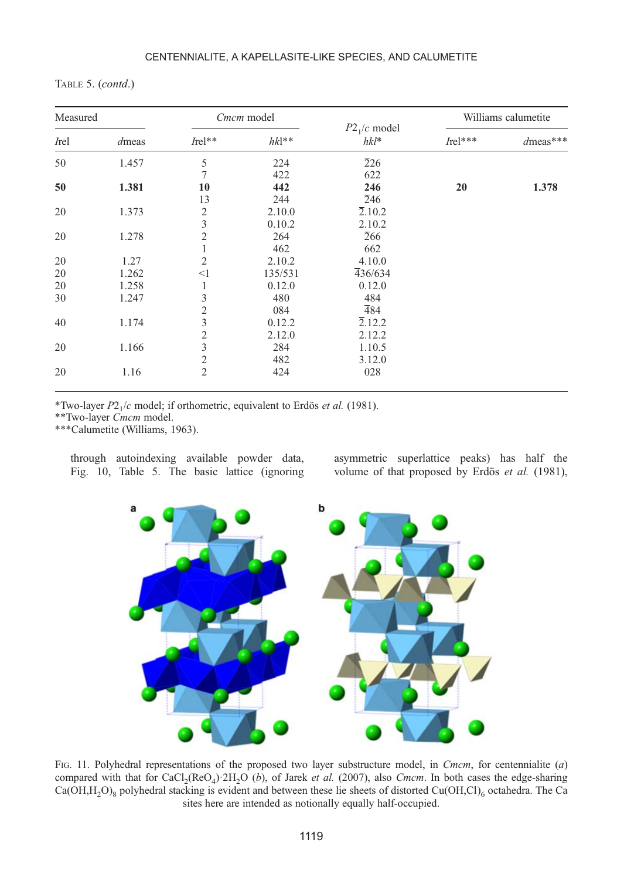TABLE 5. (*contd*.)

| Measured | | *Cmcm* model | | $P2_1/c$ model | Williams calumetite | |
|---|---|---|---|---|---|---|
| *I*rel | *d*meas | *I*rel** | *hkl*** | *hkl** | *I*rel*** | *d*meas*** |
| 50 | 1.457 | 5 | 224 | $\bar{2}26$ | | |
| | | 7 | 422 | 622 | | |
| **50** | **1.381** | **10** | **442** | **246** | **20** | **1.378** |
| | | 13 | 244 | $\bar{2}46$ | | |
| 20 | 1.373 | 2 | 2.10.0 | $\bar{2}$.10.2 | | |
| | | 3 | 0.10.2 | 2.10.2 | | |
| 20 | 1.278 | 2 | 264 | $\bar{2}66$ | | |
| | | 1 | 462 | 662 | | |
| 20 | 1.27 | 2 | 2.10.2 | 4.10.0 | | |
| 20 | 1.262 | <1 | 135/531 | $\bar{4}36/634$ | | |
| 20 | 1.258 | 1 | 0.12.0 | 0.12.0 | | |
| 30 | 1.247 | 3 | 480 | 484 | | |
| | | 2 | 084 | $\bar{4}84$ | | |
| 40 | 1.174 | 3 | 0.12.2 | $\bar{2}$.12.2 | | |
| | | 2 | 2.12.0 | 2.12.2 | | |
| 20 | 1.166 | 3 | 284 | 1.10.5 | | |
| | | 2 | 482 | 3.12.0 | | |
| 20 | 1.16 | 2 | 424 | 028 | | |

*Two-layer $P2_1/c$ model; if orthometric, equivalent to Erdös *et al.* (1981).
**Two-layer *Cmcm* model.
***Calumetite (Williams, 1963).

through autoindexing available powder data, Fig. 10, Table 5. The basic lattice (ignoring asymmetric superlattice peaks) has half the volume of that proposed by Erdös *et al.* (1981),

FIG. 11. Polyhedral representations of the proposed two layer substructure model, in *Cmcm*, for centennialite (*a*) compared with that for $CaCl_2(ReO_4)\cdot 2H_2O$ (*b*), of Jarek *et al.* (2007), also *Cmcm*. In both cases the edge-sharing $Ca(OH,H_2O)_8$ polyhedral stacking is evident and between these lie sheets of distorted $Cu(OH,Cl)_6$ octahedra. The Ca sites here are intended as notionally equally half-occupied.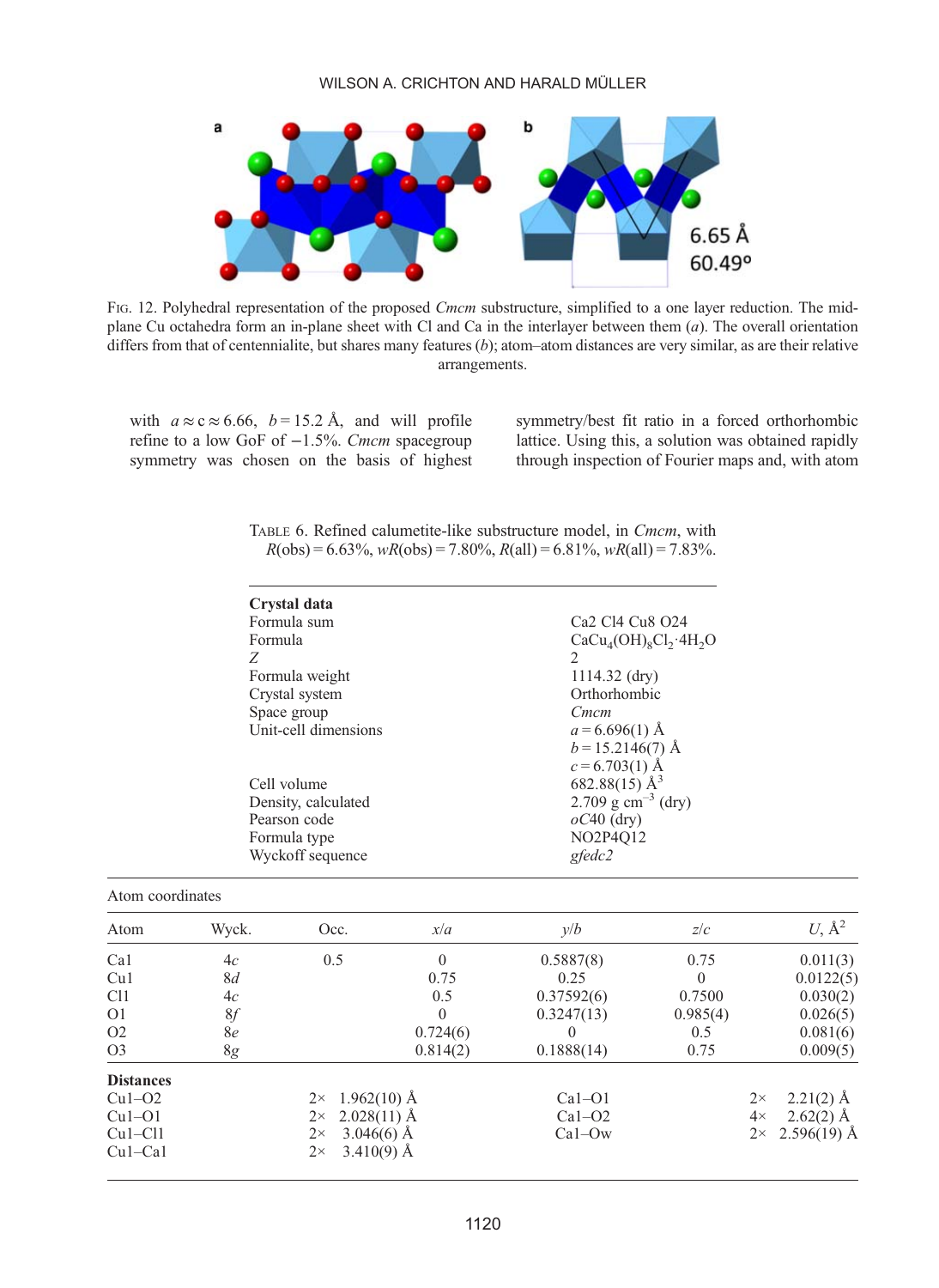Fig. 12. Polyhedral representation of the proposed *Cmcm* substructure, simplified to a one layer reduction. The mid-plane Cu octahedra form an in-plane sheet with Cl and Ca in the interlayer between them (*a*). The overall orientation differs from that of centennialite, but shares many features (*b*); atom–atom distances are very similar, as are their relative arrangements.

with $a \approx c \approx 6.66$, $b = 15.2$ Å, and will profile refine to a low GoF of −1.5%. *Cmcm* spacegroup symmetry was chosen on the basis of highest symmetry/best fit ratio in a forced orthorhombic lattice. Using this, a solution was obtained rapidly through inspection of Fourier maps and, with atom

Table 6. Refined calumetite-like substructure model, in *Cmcm*, with $R$(obs) = 6.63%, $wR$(obs) = 7.80%, $R$(all) = 6.81%, $wR$(all) = 7.83%.

| **Crystal data** | |
|---|---|
| Formula sum | Ca2 Cl4 Cu8 O24 |
| Formula | $CaCu_4(OH)_8Cl_2 \cdot 4H_2O$ |
| *Z* | 2 |
| Formula weight | 1114.32 (dry) |
| Crystal system | Orthorhombic |
| Space group | *Cmcm* |
| Unit-cell dimensions | $a = 6.696(1)$ Å |
| | $b = 15.2146(7)$ Å |
| | $c = 6.703(1)$ Å |
| Cell volume | 682.88(15) Å$^3$ |
| Density, calculated | 2.709 g cm$^{-3}$ (dry) |
| Pearson code | *o*C40 (dry) |
| Formula type | NO2P4Q12 |
| Wyckoff sequence | *gfedc2* |

Atom coordinates

| Atom | Wyck. | Occ. | *x/a* | *y/b* | *z/c* | *U*, Å$^2$ |
|---|---|---|---|---|---|---|
| Ca1 | 4*c* | 0.5 | 0 | 0.5887(8) | 0.75 | 0.011(3) |
| Cu1 | 8*d* | | 0.75 | 0.25 | 0 | 0.0122(5) |
| Cl1 | 4*c* | | 0.5 | 0.37592(6) | 0.7500 | 0.030(2) |
| O1 | 8*f* | | 0 | 0.3247(13) | 0.985(4) | 0.026(5) |
| O2 | 8*e* | | 0.724(6) | 0 | 0.5 | 0.081(6) |
| O3 | 8*g* | | 0.814(2) | 0.1888(14) | 0.75 | 0.009(5) |

**Distances**

| | | | |
|---|---|---|---|
| Cu1–O2 | 2× 1.962(10) Å | Ca1–O1 | 2× 2.21(2) Å |
| Cu1–O1 | 2× 2.028(11) Å | Ca1–O2 | 4× 2.62(2) Å |
| Cu1–Cl1 | 2× 3.046(6) Å | Ca1–Ow | 2× 2.596(19) Å |
| Cu1–Ca1 | 2× 3.410(9) Å | | |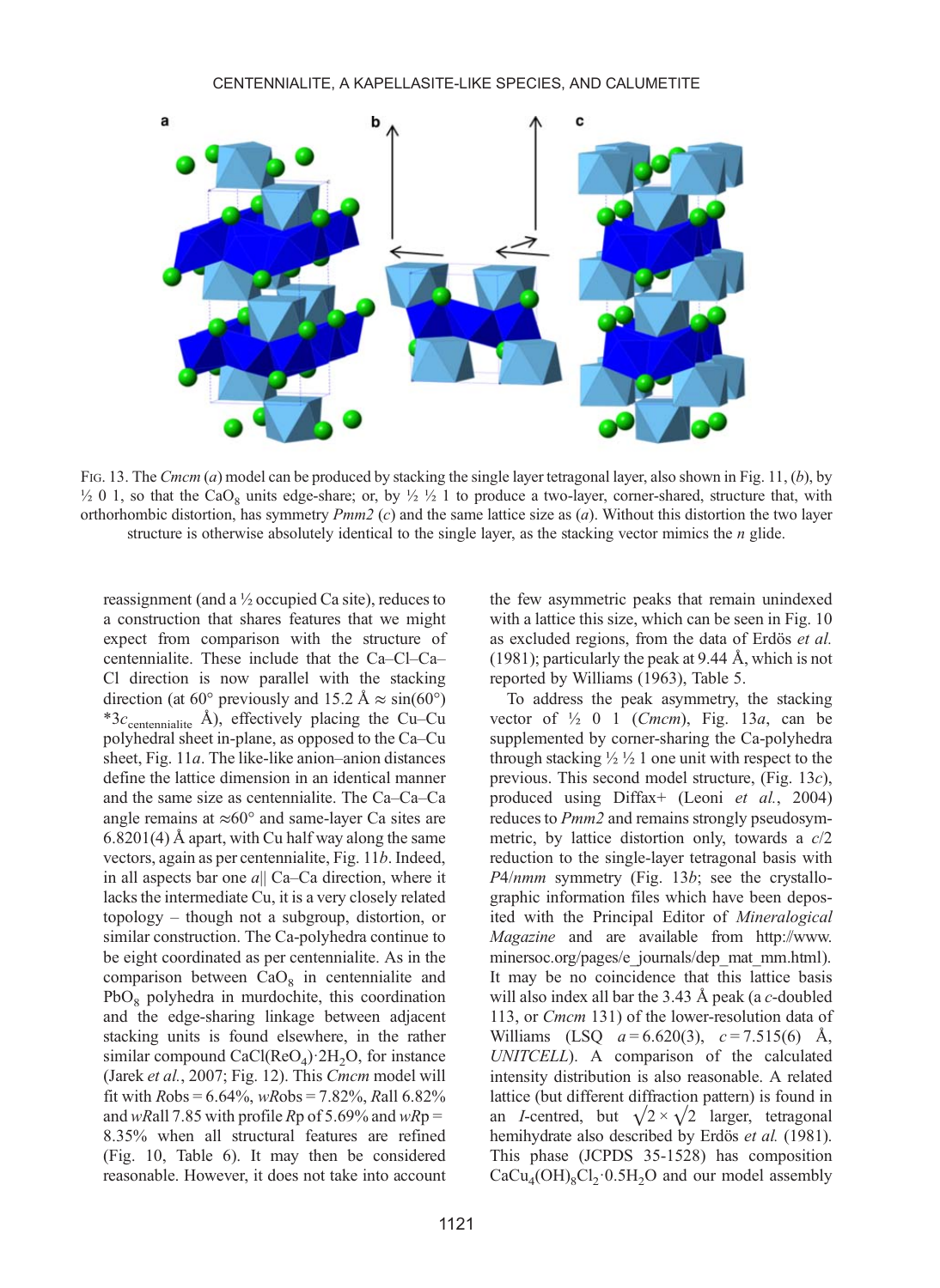FIG. 13. The *Cmcm* (*a*) model can be produced by stacking the single layer tetragonal layer, also shown in Fig. 11, (*b*), by ½ 0 1, so that the $CaO_8$ units edge-share; or, by ½ ½ 1 to produce a two-layer, corner-shared, structure that, with orthorhombic distortion, has symmetry *Pmm2* (*c*) and the same lattice size as (*a*). Without this distortion the two layer structure is otherwise absolutely identical to the single layer, as the stacking vector mimics the *n* glide.

reassignment (and a ½ occupied Ca site), reduces to a construction that shares features that we might expect from comparison with the structure of centennialite. These include that the Ca–Cl–Ca–Cl direction is now parallel with the stacking direction (at 60° previously and 15.2 Å ≈ sin(60°) $*3c_{\text{centennialite}}$ Å), effectively placing the Cu–Cu polyhedral sheet in-plane, as opposed to the Ca–Cu sheet, Fig. 11*a*. The like-like anion–anion distances define the lattice dimension in an identical manner and the same size as centennialite. The Ca–Ca–Ca angle remains at ≈60° and same-layer Ca sites are 6.8201(4) Å apart, with Cu half way along the same vectors, again as per centennialite, Fig. 11*b*. Indeed, in all aspects bar one *a*|| Ca–Ca direction, where it lacks the intermediate Cu, it is a very closely related topology – though not a subgroup, distortion, or similar construction. The Ca-polyhedra continue to be eight coordinated as per centennialite. As in the comparison between $CaO_8$ in centennialite and $PbO_8$ polyhedra in murdochite, this coordination and the edge-sharing linkage between adjacent stacking units is found elsewhere, in the rather similar compound $CaCl(ReO_4)\cdot 2H_2O$, for instance (Jarek *et al.*, 2007; Fig. 12). This *Cmcm* model will fit with *R*obs = 6.64%, *wR*obs = 7.82%, *R*all 6.82% and *wR*all 7.85 with profile *R*p of 5.69% and *wR*p = 8.35% when all structural features are refined (Fig. 10, Table 6). It may then be considered reasonable. However, it does not take into account the few asymmetric peaks that remain unindexed with a lattice this size, which can be seen in Fig. 10 as excluded regions, from the data of Erdös *et al.* (1981); particularly the peak at 9.44 Å, which is not reported by Williams (1963), Table 5.

To address the peak asymmetry, the stacking vector of ½ 0 1 (*Cmcm*), Fig. 13*a*, can be supplemented by corner-sharing the Ca-polyhedra through stacking ½ ½ 1 one unit with respect to the previous. This second model structure, (Fig. 13*c*), produced using Diffax+ (Leoni *et al.*, 2004) reduces to *Pmm2* and remains strongly pseudosymmetric, by lattice distortion only, towards a *c*/2 reduction to the single-layer tetragonal basis with *P*4/*nmm* symmetry (Fig. 13*b*; see the crystallographic information files which have been deposited with the Principal Editor of *Mineralogical Magazine* and are available from http://www.minersoc.org/pages/e_journals/dep_mat_mm.html). It may be no coincidence that this lattice basis will also index all bar the 3.43 Å peak (a *c*-doubled 113, or *Cmcm* 131) of the lower-resolution data of Williams (LSQ $a = 6.620(3)$, $c = 7.515(6)$ Å, *UNITCELL*). A comparison of the calculated intensity distribution is also reasonable. A related lattice (but different diffraction pattern) is found in an *I*-centred, but $\sqrt{2} \times \sqrt{2}$ larger, tetragonal hemihydrate also described by Erdös *et al.* (1981). This phase (JCPDS 35-1528) has composition $CaCu_4(OH)_8Cl_2\cdot 0.5H_2O$ and our model assembly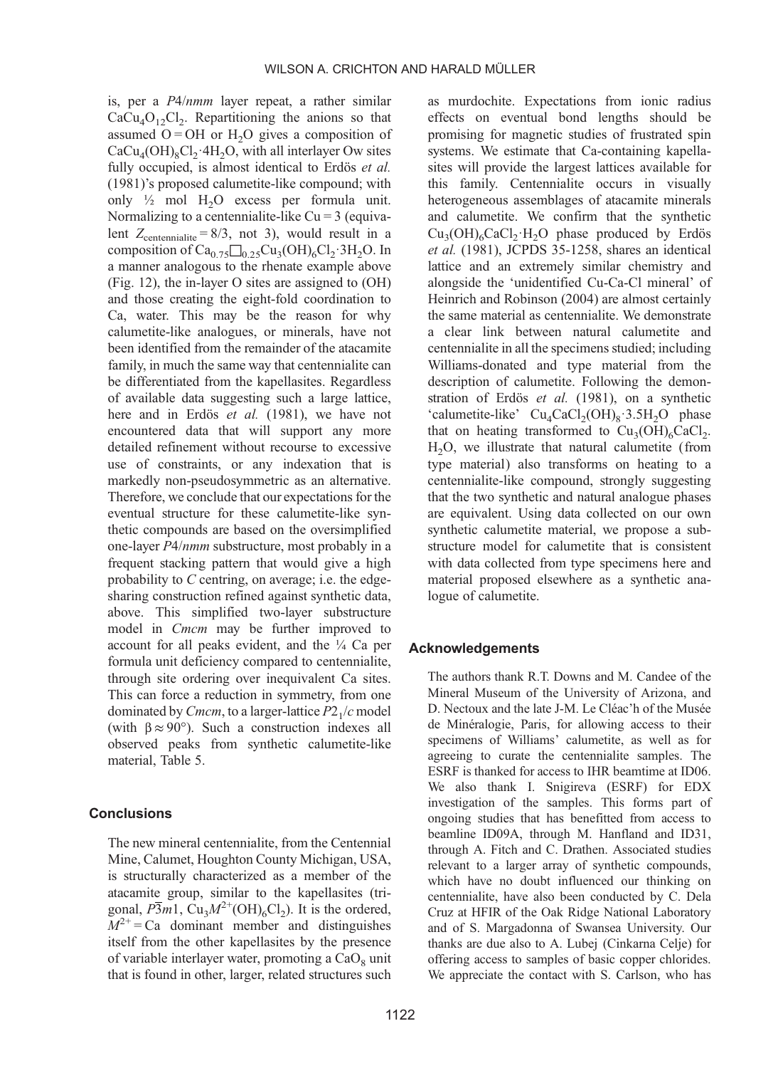is, per a $P4/nmm$ layer repeat, a rather similar $CaCu_4O_{12}Cl_2$. Repartitioning the anions so that assumed O = OH or $H_2O$ gives a composition of $CaCu_4(OH)_8Cl_2{\cdot}4H_2O$, with all interlayer Ow sites fully occupied, is almost identical to Erdös *et al.* (1981)'s proposed calumetite-like compound; with only ½ mol $H_2O$ excess per formula unit. Normalizing to a centennialite-like Cu = 3 (equivalent $Z_{centennialite} = 8/3$, not 3), would result in a composition of $Ca_{0.75}\square_{0.25}Cu_3(OH)_6Cl_2{\cdot}3H_2O$. In a manner analogous to the rhenate example above (Fig. 12), the in-layer O sites are assigned to (OH) and those creating the eight-fold coordination to Ca, water. This may be the reason for why calumetite-like analogues, or minerals, have not been identified from the remainder of the atacamite family, in much the same way that centennialite can be differentiated from the kapellasites. Regardless of available data suggesting such a large lattice, here and in Erdös *et al.* (1981), we have not encountered data that will support any more detailed refinement without recourse to excessive use of constraints, or any indexation that is markedly non-pseudosymmetric as an alternative. Therefore, we conclude that our expectations for the eventual structure for these calumetite-like synthetic compounds are based on the oversimplified one-layer $P4/nmm$ substructure, most probably in a frequent stacking pattern that would give a high probability to *C* centring, on average; i.e. the edge-sharing construction refined against synthetic data, above. This simplified two-layer substructure model in *Cmcm* may be further improved to account for all peaks evident, and the ¼ Ca per formula unit deficiency compared to centennialite, through site ordering over inequivalent Ca sites. This can force a reduction in symmetry, from one dominated by *Cmcm*, to a larger-lattice $P2_1/c$ model (with $\beta \approx 90°$). Such a construction indexes all observed peaks from synthetic calumetite-like material, Table 5.

## Conclusions

The new mineral centennialite, from the Centennial Mine, Calumet, Houghton County Michigan, USA, is structurally characterized as a member of the atacamite group, similar to the kapellasites (trigonal, $P\bar{3}m1$, $Cu_3M^{2+}(OH)_6Cl_2$). It is the ordered, $M^{2+} = Ca$ dominant member and distinguishes itself from the other kapellasites by the presence of variable interlayer water, promoting a $CaO_8$ unit that is found in other, larger, related structures such as murdochite. Expectations from ionic radius effects on eventual bond lengths should be promising for magnetic studies of frustrated spin systems. We estimate that Ca-containing kapellasites will provide the largest lattices available for this family. Centennialite occurs in visually heterogeneous assemblages of atacamite minerals and calumetite. We confirm that the synthetic $Cu_3(OH)_6CaCl_2{\cdot}H_2O$ phase produced by Erdös *et al.* (1981), JCPDS 35-1258, shares an identical lattice and an extremely similar chemistry and alongside the 'unidentified Cu-Ca-Cl mineral' of Heinrich and Robinson (2004) are almost certainly the same material as centennialite. We demonstrate a clear link between natural calumetite and centennialite in all the specimens studied; including Williams-donated and type material from the description of calumetite. Following the demonstration of Erdös *et al.* (1981), on a synthetic 'calumetite-like' $Cu_4CaCl_2(OH)_8{\cdot}3.5H_2O$ phase that on heating transformed to $Cu_3(OH)_6CaCl_2{\cdot}H_2O$, we illustrate that natural calumetite (from type material) also transforms on heating to a centennialite-like compound, strongly suggesting that the two synthetic and natural analogue phases are equivalent. Using data collected on our own synthetic calumetite material, we propose a substructure model for calumetite that is consistent with data collected from type specimens here and material proposed elsewhere as a synthetic analogue of calumetite.

## Acknowledgements

The authors thank R.T. Downs and M. Candee of the Mineral Museum of the University of Arizona, and D. Nectoux and the late J-M. Le Cléac'h of the Musée de Minéralogie, Paris, for allowing access to their specimens of Williams' calumetite, as well as for agreeing to curate the centennialite samples. The ESRF is thanked for access to IHR beamtime at ID06. We also thank I. Snigireva (ESRF) for EDX investigation of the samples. This forms part of ongoing studies that has benefitted from access to beamline ID09A, through M. Hanfland and ID31, through A. Fitch and C. Drathen. Associated studies relevant to a larger array of synthetic compounds, which have no doubt influenced our thinking on centennialite, have also been conducted by C. Dela Cruz at HFIR of the Oak Ridge National Laboratory and of S. Margadonna of Swansea University. Our thanks are due also to A. Lubej (Cinkarna Celje) for offering access to samples of basic copper chlorides. We appreciate the contact with S. Carlson, who has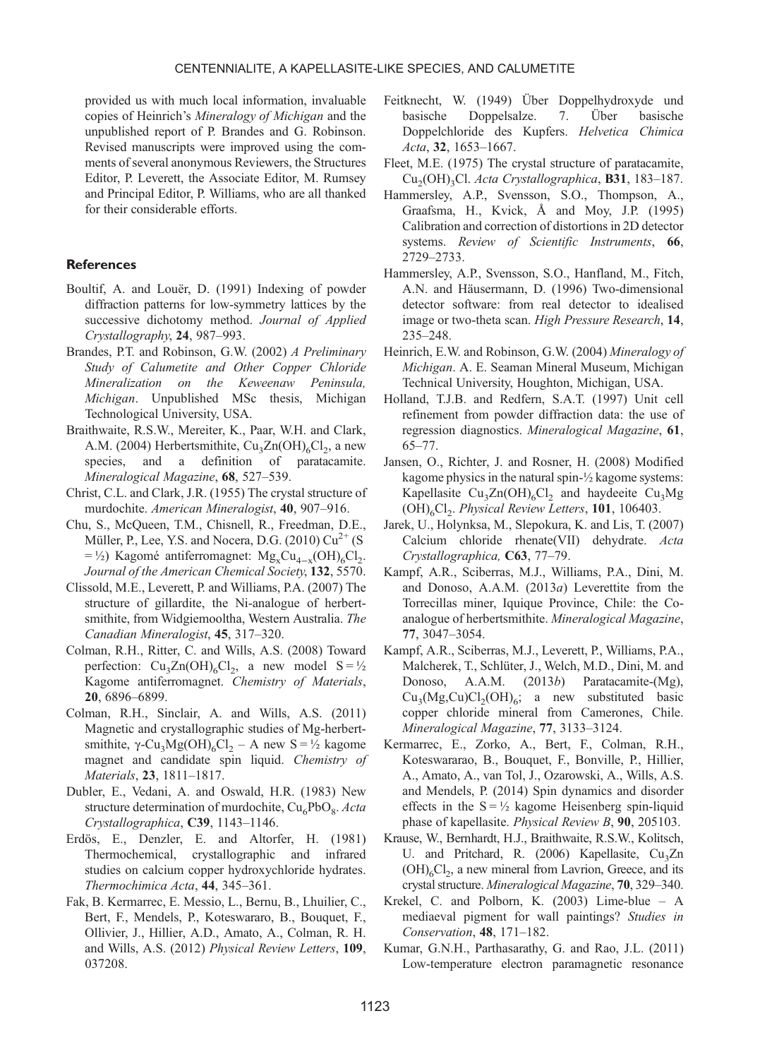provided us with much local information, invaluable copies of Heinrich's *Mineralogy of Michigan* and the unpublished report of P. Brandes and G. Robinson. Revised manuscripts were improved using the comments of several anonymous Reviewers, the Structures Editor, P. Leverett, the Associate Editor, M. Rumsey and Principal Editor, P. Williams, who are all thanked for their considerable efforts.

## References

Boultif, A. and Louër, D. (1991) Indexing of powder diffraction patterns for low-symmetry lattices by the successive dichotomy method. *Journal of Applied Crystallography*, **24**, 987–993.

Brandes, P.T. and Robinson, G.W. (2002) *A Preliminary Study of Calumetite and Other Copper Chloride Mineralization on the Keweenaw Peninsula, Michigan*. Unpublished MSc thesis, Michigan Technological University, USA.

Braithwaite, R.S.W., Mereiter, K., Paar, W.H. and Clark, A.M. (2004) Herbertsmithite, $Cu_3Zn(OH)_6Cl_2$, a new species, and a definition of paratacamite. *Mineralogical Magazine*, **68**, 527–539.

Christ, C.L. and Clark, J.R. (1955) The crystal structure of murdochite. *American Mineralogist*, **40**, 907–916.

Chu, S., McQueen, T.M., Chisnell, R., Freedman, D.E., Müller, P., Lee, Y.S. and Nocera, D.G. (2010) $Cu^{2+}$ (S = ½) Kagomé antiferromagnet: $Mg_xCu_{4-x}(OH)_6Cl_2$. *Journal of the American Chemical Society*, **132**, 5570.

Clissold, M.E., Leverett, P. and Williams, P.A. (2007) The structure of gillardite, the Ni-analogue of herbertsmithite, from Widgiemooltha, Western Australia. *The Canadian Mineralogist*, **45**, 317–320.

Colman, R.H., Ritter, C. and Wills, A.S. (2008) Toward perfection: $Cu_3Zn(OH)_6Cl_2$, a new model S = ½ Kagome antiferromagnet. *Chemistry of Materials*, **20**, 6896–6899.

Colman, R.H., Sinclair, A. and Wills, A.S. (2011) Magnetic and crystallographic studies of Mg-herbertsmithite, γ-$Cu_3Mg(OH)_6Cl_2$ – A new S = ½ kagome magnet and candidate spin liquid. *Chemistry of Materials*, **23**, 1811–1817.

Dubler, E., Vedani, A. and Oswald, H.R. (1983) New structure determination of murdochite, $Cu_6PbO_8$. *Acta Crystallographica*, **C39**, 1143–1146.

Erdös, E., Denzler, E. and Altorfer, H. (1981) Thermochemical, crystallographic and infrared studies on calcium copper hydroxychloride hydrates. *Thermochimica Acta*, **44**, 345–361.

Fak, B. Kermarrec, E. Messio, L., Bernu, B., Lhuilier, C., Bert, F., Mendels, P., Koteswararo, B., Bouquet, F., Ollivier, J., Hillier, A.D., Amato, A., Colman, R. H. and Wills, A.S. (2012) *Physical Review Letters*, **109**, 037208.

Feitknecht, W. (1949) Über Doppelhydroxyde und basische Doppelsalze. 7. Über basische Doppelchloride des Kupfers. *Helvetica Chimica Acta*, **32**, 1653–1667.

Fleet, M.E. (1975) The crystal structure of paratacamite, $Cu_2(OH)_3Cl$. *Acta Crystallographica*, **B31**, 183–187.

Hammersley, A.P., Svensson, S.O., Thompson, A., Graafsma, H., Kvick, Å and Moy, J.P. (1995) Calibration and correction of distortions in 2D detector systems. *Review of Scientific Instruments*, **66**, 2729–2733.

Hammersley, A.P., Svensson, S.O., Hanfland, M., Fitch, A.N. and Häusermann, D. (1996) Two-dimensional detector software: from real detector to idealised image or two-theta scan. *High Pressure Research*, **14**, 235–248.

Heinrich, E.W. and Robinson, G.W. (2004) *Mineralogy of Michigan*. A. E. Seaman Mineral Museum, Michigan Technical University, Houghton, Michigan, USA.

Holland, T.J.B. and Redfern, S.A.T. (1997) Unit cell refinement from powder diffraction data: the use of regression diagnostics. *Mineralogical Magazine*, **61**, 65–77.

Jansen, O., Richter, J. and Rosner, H. (2008) Modified kagome physics in the natural spin-½ kagome systems: Kapellasite $Cu_3Zn(OH)_6Cl_2$ and haydeeite $Cu_3Mg(OH)_6Cl_2$. *Physical Review Letters*, **101**, 106403.

Jarek, U., Holynksa, M., Slepokura, K. and Lis, T. (2007) Calcium chloride rhenate(VII) dehydrate. *Acta Crystallographica,* **C63**, 77–79.

Kampf, A.R., Sciberras, M.J., Williams, P.A., Dini, M. and Donoso, A.A.M. (2013*a*) Leverettite from the Torrecillas miner, Iquique Province, Chile: the Co-analogue of herbertsmithite. *Mineralogical Magazine*, **77**, 3047–3054.

Kampf, A.R., Sciberras, M.J., Leverett, P., Williams, P.A., Malcherek, T., Schlüter, J., Welch, M.D., Dini, M. and Donoso, A.A.M. (2013*b*) Paratacamite-(Mg), $Cu_3(Mg,Cu)Cl_2(OH)_6$; a new substituted basic copper chloride mineral from Camerones, Chile. *Mineralogical Magazine*, **77**, 3133–3124.

Kermarrec, E., Zorko, A., Bert, F., Colman, R.H., Koteswararao, B., Bouquet, F., Bonville, P., Hillier, A., Amato, A., van Tol, J., Ozarowski, A., Wills, A.S. and Mendels, P. (2014) Spin dynamics and disorder effects in the S = ½ kagome Heisenberg spin-liquid phase of kapellasite. *Physical Review B*, **90**, 205103.

Krause, W., Bernhardt, H.J., Braithwaite, R.S.W., Kolitsch, U. and Pritchard, R. (2006) Kapellasite, $Cu_3Zn(OH)_6Cl_2$, a new mineral from Lavrion, Greece, and its crystal structure. *Mineralogical Magazine*, **70**, 329–340.

Krekel, C. and Polborn, K. (2003) Lime-blue – A mediaeval pigment for wall paintings? *Studies in Conservation*, **48**, 171–182.

Kumar, G.N.H., Parthasarathy, G. and Rao, J.L. (2011) Low-temperature electron paramagnetic resonance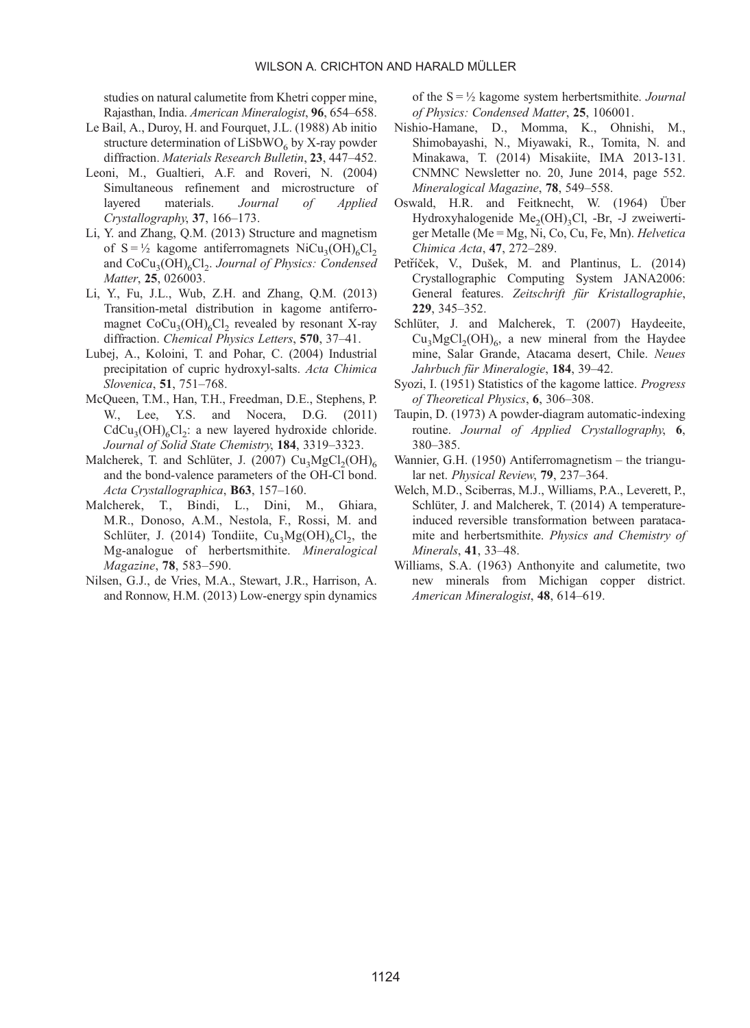studies on natural calumetite from Khetri copper mine, Rajasthan, India. *American Mineralogist*, **96**, 654–658.

Le Bail, A., Duroy, H. and Fourquet, J.L. (1988) Ab initio structure determination of $LiSbWO_6$ by X-ray powder diffraction. *Materials Research Bulletin*, **23**, 447–452.

Leoni, M., Gualtieri, A.F. and Roveri, N. (2004) Simultaneous refinement and microstructure of layered materials. *Journal of Applied Crystallography*, **37**, 166–173.

Li, Y. and Zhang, Q.M. (2013) Structure and magnetism of S = ½ kagome antiferromagnets $NiCu_3(OH)_6Cl_2$ and $CoCu_3(OH)_6Cl_2$. *Journal of Physics: Condensed Matter*, **25**, 026003.

Li, Y., Fu, J.L., Wub, Z.H. and Zhang, Q.M. (2013) Transition-metal distribution in kagome antiferromagnet $CoCu_3(OH)_6Cl_2$ revealed by resonant X-ray diffraction. *Chemical Physics Letters*, **570**, 37–41.

Lubej, A., Koloini, T. and Pohar, C. (2004) Industrial precipitation of cupric hydroxyl-salts. *Acta Chimica Slovenica*, **51**, 751–768.

McQueen, T.M., Han, T.H., Freedman, D.E., Stephens, P. W., Lee, Y.S. and Nocera, D.G. (2011) $CdCu_3(OH)_6Cl_2$: a new layered hydroxide chloride. *Journal of Solid State Chemistry*, **184**, 3319–3323.

Malcherek, T. and Schlüter, J. (2007) $Cu_3MgCl_2(OH)_6$ and the bond-valence parameters of the OH-Cl bond. *Acta Crystallographica*, **B63**, 157–160.

Malcherek, T., Bindi, L., Dini, M., Ghiara, M.R., Donoso, A.M., Nestola, F., Rossi, M. and Schlüter, J. (2014) Tondiite, $Cu_3Mg(OH)_6Cl_2$, the Mg-analogue of herbertsmithite. *Mineralogical Magazine*, **78**, 583–590.

Nilsen, G.J., de Vries, M.A., Stewart, J.R., Harrison, A. and Ronnow, H.M. (2013) Low-energy spin dynamics of the S = ½ kagome system herbertsmithite. *Journal of Physics: Condensed Matter*, **25**, 106001.

Nishio-Hamane, D., Momma, K., Ohnishi, M., Shimobayashi, N., Miyawaki, R., Tomita, N. and Minakawa, T. (2014) Misakiite, IMA 2013-131. CNMNC Newsletter no. 20, June 2014, page 552. *Mineralogical Magazine*, **78**, 549–558.

Oswald, H.R. and Feitknecht, W. (1964) Über Hydroxyhalogenide $Me_2(OH)_3Cl$, -Br, -J zweiwertiger Metalle (Me = Mg, Ni, Co, Cu, Fe, Mn). *Helvetica Chimica Acta*, **47**, 272–289.

Petříček, V., Dušek, M. and Plantinus, L. (2014) Crystallographic Computing System JANA2006: General features. *Zeitschrift für Kristallographie*, **229**, 345–352.

Schlüter, J. and Malcherek, T. (2007) Haydeeite, $Cu_3MgCl_2(OH)_6$, a new mineral from the Haydee mine, Salar Grande, Atacama desert, Chile. *Neues Jahrbuch für Mineralogie*, **184**, 39–42.

Syozi, I. (1951) Statistics of the kagome lattice. *Progress of Theoretical Physics*, **6**, 306–308.

Taupin, D. (1973) A powder-diagram automatic-indexing routine. *Journal of Applied Crystallography*, **6**, 380–385.

Wannier, G.H. (1950) Antiferromagnetism – the triangular net. *Physical Review*, **79**, 237–364.

Welch, M.D., Sciberras, M.J., Williams, P.A., Leverett, P., Schlüter, J. and Malcherek, T. (2014) A temperature-induced reversible transformation between paratacamite and herbertsmithite. *Physics and Chemistry of Minerals*, **41**, 33–48.

Williams, S.A. (1963) Anthonyite and calumetite, two new minerals from Michigan copper district. *American Mineralogist*, **48**, 614–619.